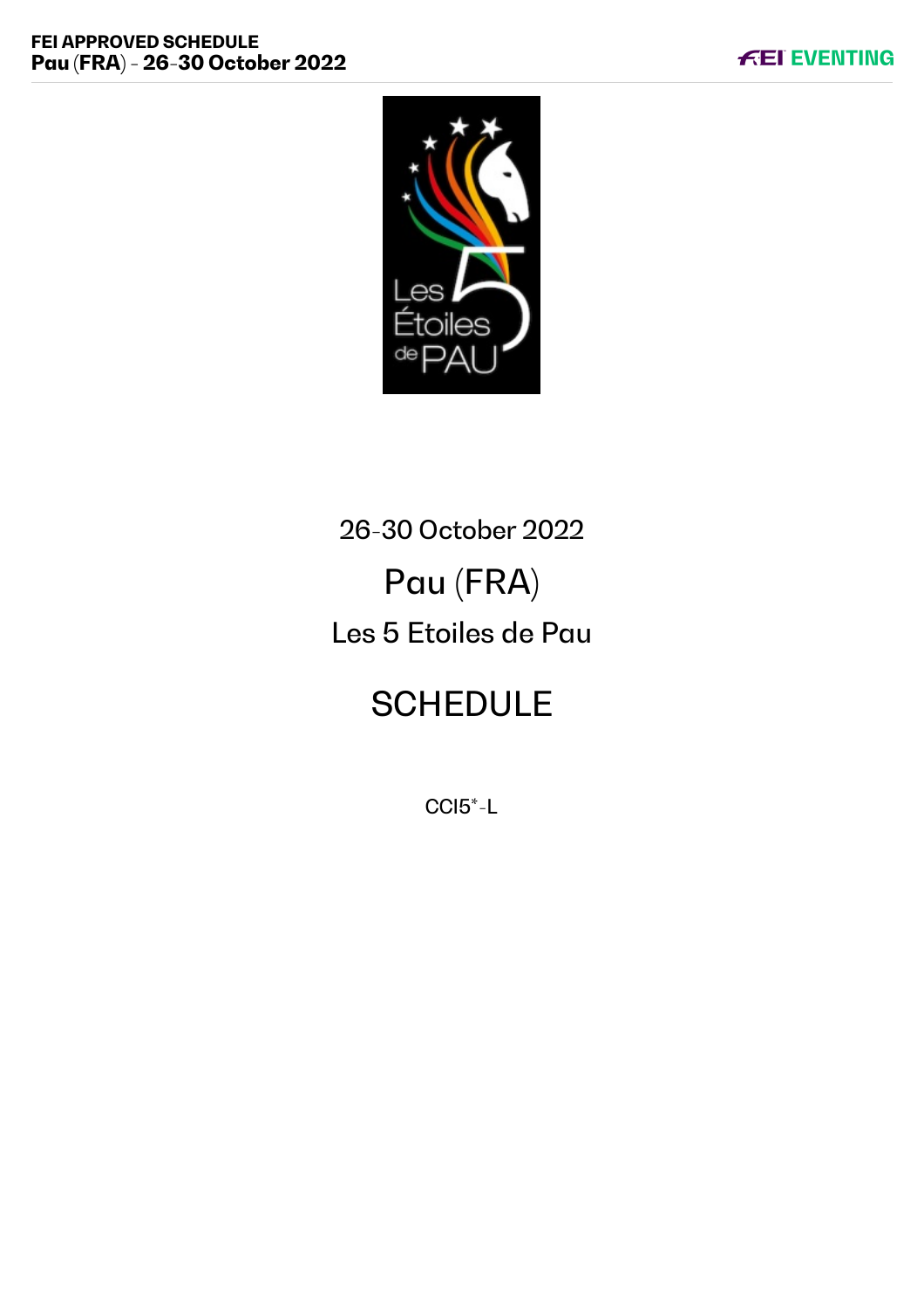26-30 October 2022

# Pau (FRA)

## Les 5 Etoiles de Pau

# SCHEDULE

CCI5*-L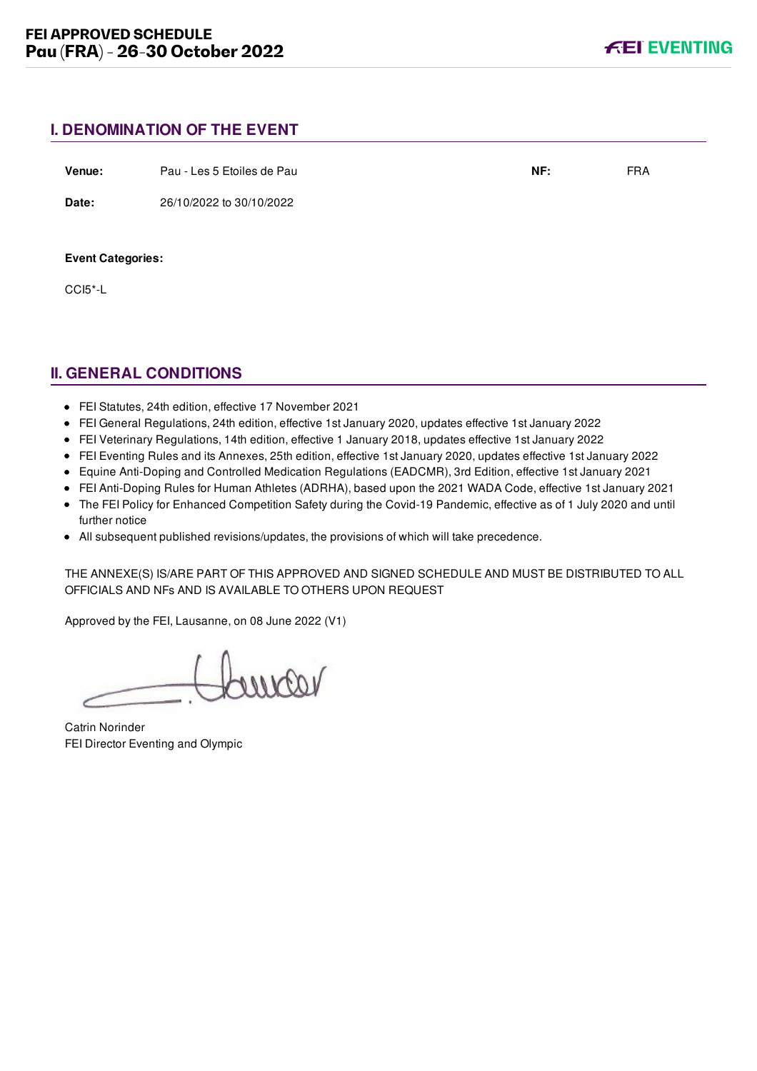## I. DENOMINATION OF THE EVENT

**Venue:** Pau - Les 5 Etoiles de Pau **NF:** FRA

**Date:** 26/10/2022 to 30/10/2022

**Event Categories:**

CCI5*-L

## II. GENERAL CONDITIONS

- FEI Statutes, 24th edition, effective 17 November 2021
- FEI General Regulations, 24th edition, effective 1st January 2020, updates effective 1st January 2022
- FEI Veterinary Regulations, 14th edition, effective 1 January 2018, updates effective 1st January 2022
- FEI Eventing Rules and its Annexes, 25th edition, effective 1st January 2020, updates effective 1st January 2022
- Equine Anti-Doping and Controlled Medication Regulations (EADCMR), 3rd Edition, effective 1st January 2021
- FEI Anti-Doping Rules for Human Athletes (ADRHA), based upon the 2021 WADA Code, effective 1st January 2021
- The FEI Policy for Enhanced Competition Safety during the Covid-19 Pandemic, effective as of 1 July 2020 and until further notice
- All subsequent published revisions/updates, the provisions of which will take precedence.

THE ANNEXE(S) IS/ARE PART OF THIS APPROVED AND SIGNED SCHEDULE AND MUST BE DISTRIBUTED TO ALL OFFICIALS AND NFs AND IS AVAILABLE TO OTHERS UPON REQUEST

Approved by the FEI, Lausanne, on 08 June 2022 (V1)

Catrin Norinder
FEI Director Eventing and Olympic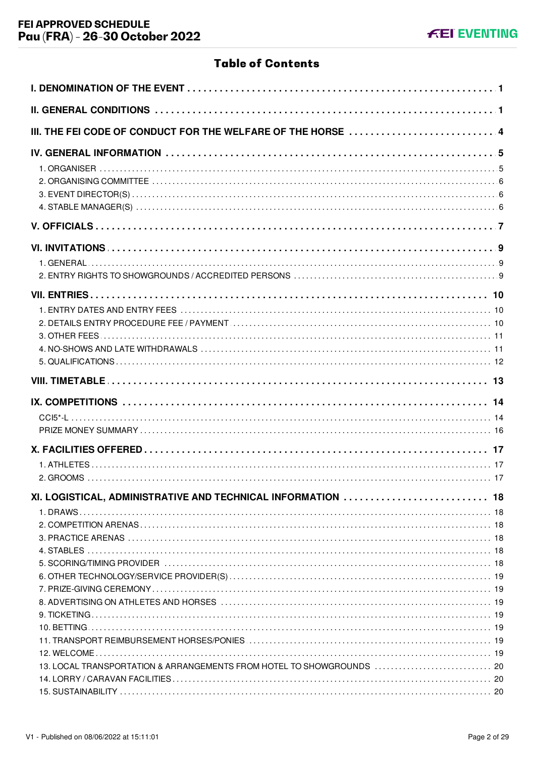# Table of Contents

**I. DENOMINATION OF THE EVENT** .......... 1

**II. GENERAL CONDITIONS** .......... 1

**III. THE FEI CODE OF CONDUCT FOR THE WELFARE OF THE HORSE** .......... 4

**IV. GENERAL INFORMATION** .......... 5

- 1. ORGANISER .......... 5
- 2. ORGANISING COMMITTEE .......... 6
- 3. EVENT DIRECTOR(S) .......... 6
- 4. STABLE MANAGER(S) .......... 6

**V. OFFICIALS** .......... 7

**VI. INVITATIONS** .......... 9

- 1. GENERAL .......... 9
- 2. ENTRY RIGHTS TO SHOWGROUNDS / ACCREDITED PERSONS .......... 9

**VII. ENTRIES** .......... 10

- 1. ENTRY DATES AND ENTRY FEES .......... 10
- 2. DETAILS ENTRY PROCEDURE FEE / PAYMENT .......... 10
- 3. OTHER FEES .......... 11
- 4. NO-SHOWS AND LATE WITHDRAWALS .......... 11
- 5. QUALIFICATIONS .......... 12

**VIII. TIMETABLE** .......... 13

**IX. COMPETITIONS** .......... 14

- CCI5*-L .......... 14
- PRIZE MONEY SUMMARY .......... 16

**X. FACILITIES OFFERED** .......... 17

- 1. ATHLETES .......... 17
- 2. GROOMS .......... 17

**XI. LOGISTICAL, ADMINISTRATIVE AND TECHNICAL INFORMATION** .......... 18

- 1. DRAWS .......... 18
- 2. COMPETITION ARENAS .......... 18
- 3. PRACTICE ARENAS .......... 18
- 4. STABLES .......... 18
- 5. SCORING/TIMING PROVIDER .......... 18
- 6. OTHER TECHNOLOGY/SERVICE PROVIDER(S) .......... 19
- 7. PRIZE-GIVING CEREMONY .......... 19
- 8. ADVERTISING ON ATHLETES AND HORSES .......... 19
- 9. TICKETING .......... 19
- 10. BETTING .......... 19
- 11. TRANSPORT REIMBURSEMENT HORSES/PONIES .......... 19
- 12. WELCOME .......... 19
- 13. LOCAL TRANSPORTATION & ARRANGEMENTS FROM HOTEL TO SHOWGROUNDS .......... 20
- 14. LORRY / CARAVAN FACILITIES .......... 20
- 15. SUSTAINABILITY .......... 20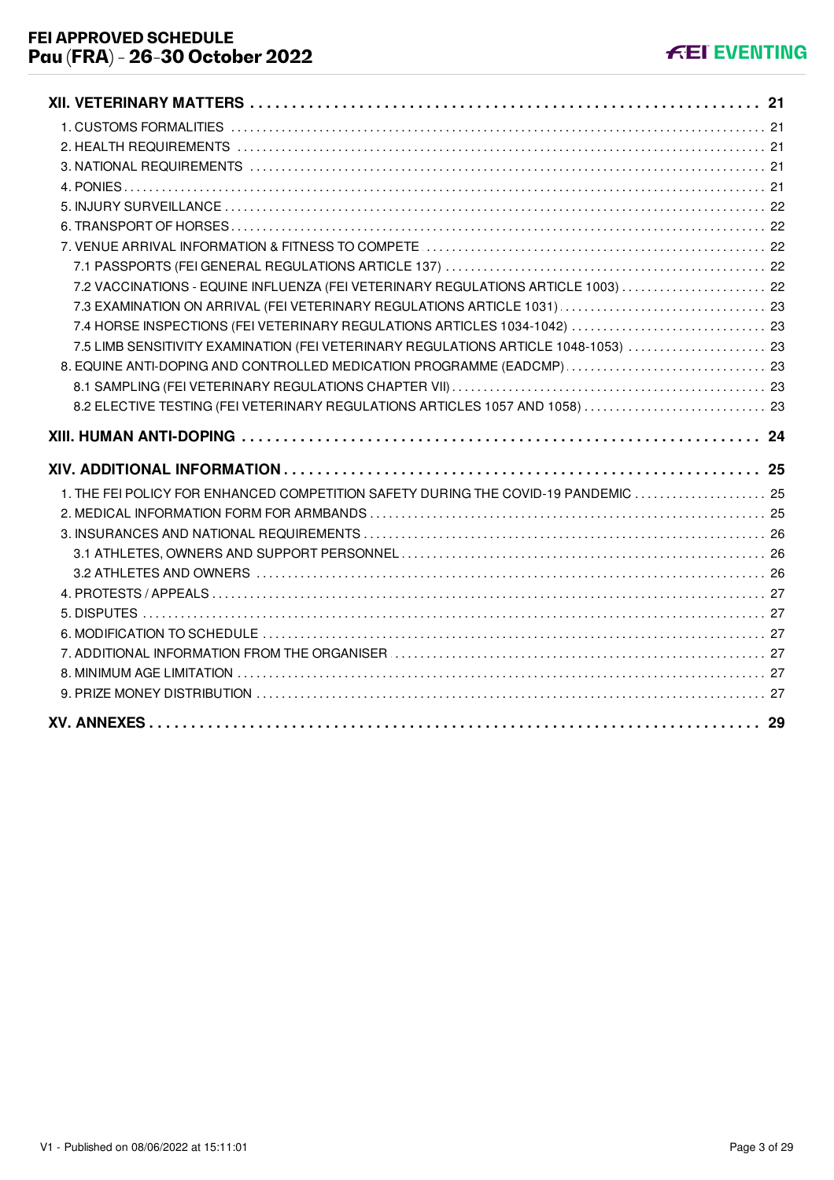- **XII. VETERINARY MATTERS** ..... 21
  - 1. CUSTOMS FORMALITIES ..... 21
  - 2. HEALTH REQUIREMENTS ..... 21
  - 3. NATIONAL REQUIREMENTS ..... 21
  - 4. PONIES ..... 21
  - 5. INJURY SURVEILLANCE ..... 22
  - 6. TRANSPORT OF HORSES ..... 22
  - 7. VENUE ARRIVAL INFORMATION & FITNESS TO COMPETE ..... 22
    - 7.1 PASSPORTS (FEI GENERAL REGULATIONS ARTICLE 137) ..... 22
    - 7.2 VACCINATIONS - EQUINE INFLUENZA (FEI VETERINARY REGULATIONS ARTICLE 1003) ..... 22
    - 7.3 EXAMINATION ON ARRIVAL (FEI VETERINARY REGULATIONS ARTICLE 1031) ..... 23
    - 7.4 HORSE INSPECTIONS (FEI VETERINARY REGULATIONS ARTICLES 1034-1042) ..... 23
    - 7.5 LIMB SENSITIVITY EXAMINATION (FEI VETERINARY REGULATIONS ARTICLE 1048-1053) ..... 23
  - 8. EQUINE ANTI-DOPING AND CONTROLLED MEDICATION PROGRAMME (EADCMP) ..... 23
    - 8.1 SAMPLING (FEI VETERINARY REGULATIONS CHAPTER VII) ..... 23
    - 8.2 ELECTIVE TESTING (FEI VETERINARY REGULATIONS ARTICLES 1057 AND 1058) ..... 23
- **XIII. HUMAN ANTI-DOPING** ..... 24
- **XIV. ADDITIONAL INFORMATION** ..... 25
  - 1. THE FEI POLICY FOR ENHANCED COMPETITION SAFETY DURING THE COVID-19 PANDEMIC ..... 25
  - 2. MEDICAL INFORMATION FORM FOR ARMBANDS ..... 25
  - 3. INSURANCES AND NATIONAL REQUIREMENTS ..... 26
    - 3.1 ATHLETES, OWNERS AND SUPPORT PERSONNEL ..... 26
    - 3.2 ATHLETES AND OWNERS ..... 26
  - 4. PROTESTS / APPEALS ..... 27
  - 5. DISPUTES ..... 27
  - 6. MODIFICATION TO SCHEDULE ..... 27
  - 7. ADDITIONAL INFORMATION FROM THE ORGANISER ..... 27
  - 8. MINIMUM AGE LIMITATION ..... 27
  - 9. PRIZE MONEY DISTRIBUTION ..... 27
- **XV. ANNEXES** ..... 29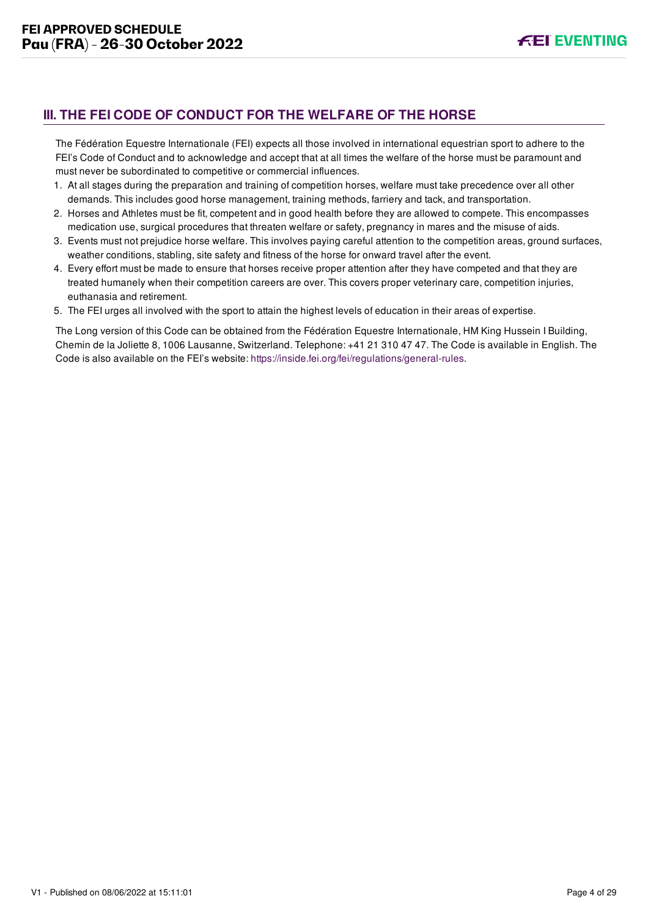## III. THE FEI CODE OF CONDUCT FOR THE WELFARE OF THE HORSE

The Fédération Equestre Internationale (FEI) expects all those involved in international equestrian sport to adhere to the FEI's Code of Conduct and to acknowledge and accept that at all times the welfare of the horse must be paramount and must never be subordinated to competitive or commercial influences.

1. At all stages during the preparation and training of competition horses, welfare must take precedence over all other demands. This includes good horse management, training methods, farriery and tack, and transportation.
2. Horses and Athletes must be fit, competent and in good health before they are allowed to compete. This encompasses medication use, surgical procedures that threaten welfare or safety, pregnancy in mares and the misuse of aids.
3. Events must not prejudice horse welfare. This involves paying careful attention to the competition areas, ground surfaces, weather conditions, stabling, site safety and fitness of the horse for onward travel after the event.
4. Every effort must be made to ensure that horses receive proper attention after they have competed and that they are treated humanely when their competition careers are over. This covers proper veterinary care, competition injuries, euthanasia and retirement.
5. The FEI urges all involved with the sport to attain the highest levels of education in their areas of expertise.

The Long version of this Code can be obtained from the Fédération Equestre Internationale, HM King Hussein I Building, Chemin de la Joliette 8, 1006 Lausanne, Switzerland. Telephone: +41 21 310 47 47. The Code is available in English. The Code is also available on the FEI's website: https://inside.fei.org/fei/regulations/general-rules.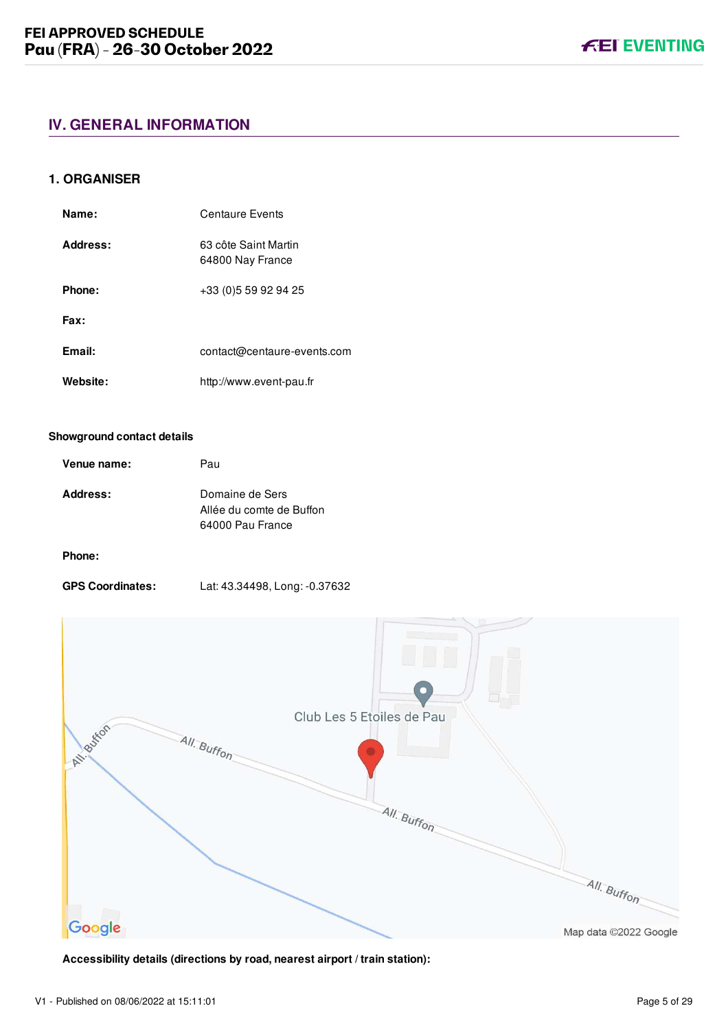## IV. GENERAL INFORMATION

### 1. ORGANISER

**Name:** Centaure Events

**Address:** 63 côte Saint Martin
64800 Nay France

**Phone:** +33 (0)5 59 92 94 25

**Fax:**

**Email:** contact@centaure-events.com

**Website:** http://www.event-pau.fr

**Showground contact details**

**Venue name:** Pau

**Address:** Domaine de Sers
Allée du comte de Buffon
64000 Pau France

**Phone:**

**GPS Coordinates:** Lat: 43.34498, Long: -0.37632

**Accessibility details (directions by road, nearest airport / train station):**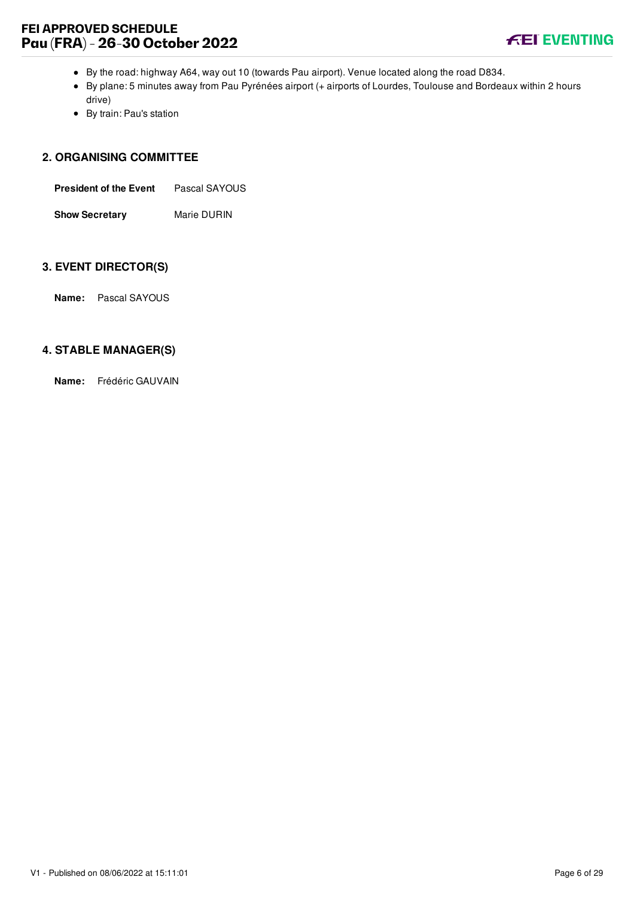- By the road: highway A64, way out 10 (towards Pau airport). Venue located along the road D834.
- By plane: 5 minutes away from Pau Pyrénées airport (+ airports of Lourdes, Toulouse and Bordeaux within 2 hours drive)
- By train: Pau's station

## 2. ORGANISING COMMITTEE

| | |
|---|---|
| **President of the Event** | Pascal SAYOUS |
| **Show Secretary** | Marie DURIN |

## 3. EVENT DIRECTOR(S)

**Name:** Pascal SAYOUS

## 4. STABLE MANAGER(S)

**Name:** Frédéric GAUVAIN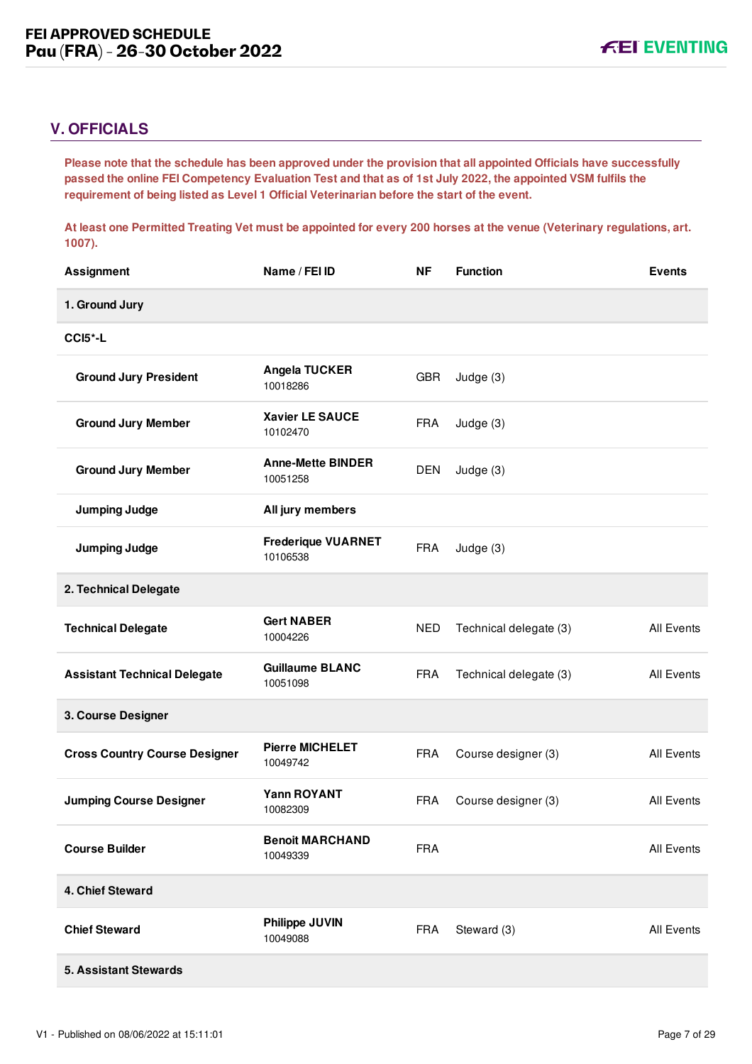## V. OFFICIALS

**Please note that the schedule has been approved under the provision that all appointed Officials have successfully passed the online FEI Competency Evaluation Test and that as of 1st July 2022, the appointed VSM fulfils the requirement of being listed as Level 1 Official Veterinarian before the start of the event.**

**At least one Permitted Treating Vet must be appointed for every 200 horses at the venue (Veterinary regulations, art. 1007).**

| Assignment | Name / FEI ID | NF | Function | Events |
|---|---|---|---|---|
| **1. Ground Jury** | | | | |
| **CCI5*-L** | | | | |
| **Ground Jury President** | **Angela TUCKER** 10018286 | GBR | Judge (3) | |
| **Ground Jury Member** | **Xavier LE SAUCE** 10102470 | FRA | Judge (3) | |
| **Ground Jury Member** | **Anne-Mette BINDER** 10051258 | DEN | Judge (3) | |
| **Jumping Judge** | **All jury members** | | | |
| **Jumping Judge** | **Frederique VUARNET** 10106538 | FRA | Judge (3) | |
| **2. Technical Delegate** | | | | |
| **Technical Delegate** | **Gert NABER** 10004226 | NED | Technical delegate (3) | All Events |
| **Assistant Technical Delegate** | **Guillaume BLANC** 10051098 | FRA | Technical delegate (3) | All Events |
| **3. Course Designer** | | | | |
| **Cross Country Course Designer** | **Pierre MICHELET** 10049742 | FRA | Course designer (3) | All Events |
| **Jumping Course Designer** | **Yann ROYANT** 10082309 | FRA | Course designer (3) | All Events |
| **Course Builder** | **Benoit MARCHAND** 10049339 | FRA | | All Events |
| **4. Chief Steward** | | | | |
| **Chief Steward** | **Philippe JUVIN** 10049088 | FRA | Steward (3) | All Events |
| **5. Assistant Stewards** | | | | |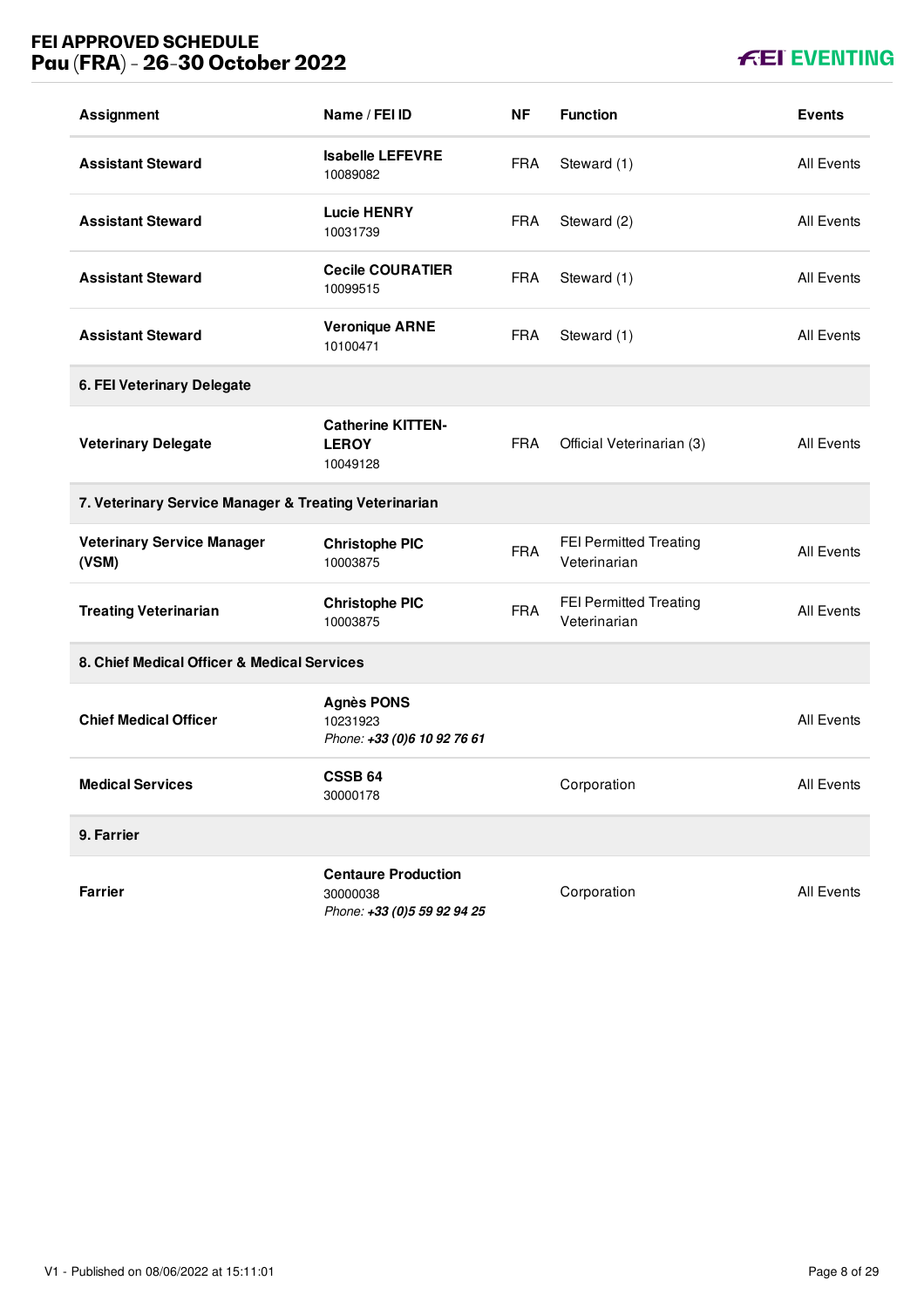| Assignment | Name / FEI ID | NF | Function | Events |
|---|---|---|---|---|
| **Assistant Steward** | **Isabelle LEFEVRE** 10089082 | FRA | Steward (1) | All Events |
| **Assistant Steward** | **Lucie HENRY** 10031739 | FRA | Steward (2) | All Events |
| **Assistant Steward** | **Cecile COURATIER** 10099515 | FRA | Steward (1) | All Events |
| **Assistant Steward** | **Veronique ARNE** 10100471 | FRA | Steward (1) | All Events |
| **6. FEI Veterinary Delegate** | | | | |
| **Veterinary Delegate** | **Catherine KITTEN-LEROY** 10049128 | FRA | Official Veterinarian (3) | All Events |
| **7. Veterinary Service Manager & Treating Veterinarian** | | | | |
| **Veterinary Service Manager (VSM)** | **Christophe PIC** 10003875 | FRA | FEI Permitted Treating Veterinarian | All Events |
| **Treating Veterinarian** | **Christophe PIC** 10003875 | FRA | FEI Permitted Treating Veterinarian | All Events |
| **8. Chief Medical Officer & Medical Services** | | | | |
| **Chief Medical Officer** | **Agnès PONS** 10231923 *Phone: **+33 (0)6 10 92 76 61*** | | | All Events |
| **Medical Services** | **CSSB 64** 30000178 | | Corporation | All Events |
| **9. Farrier** | | | | |
| **Farrier** | **Centaure Production** 30000038 *Phone: **+33 (0)5 59 92 94 25*** | | Corporation | All Events |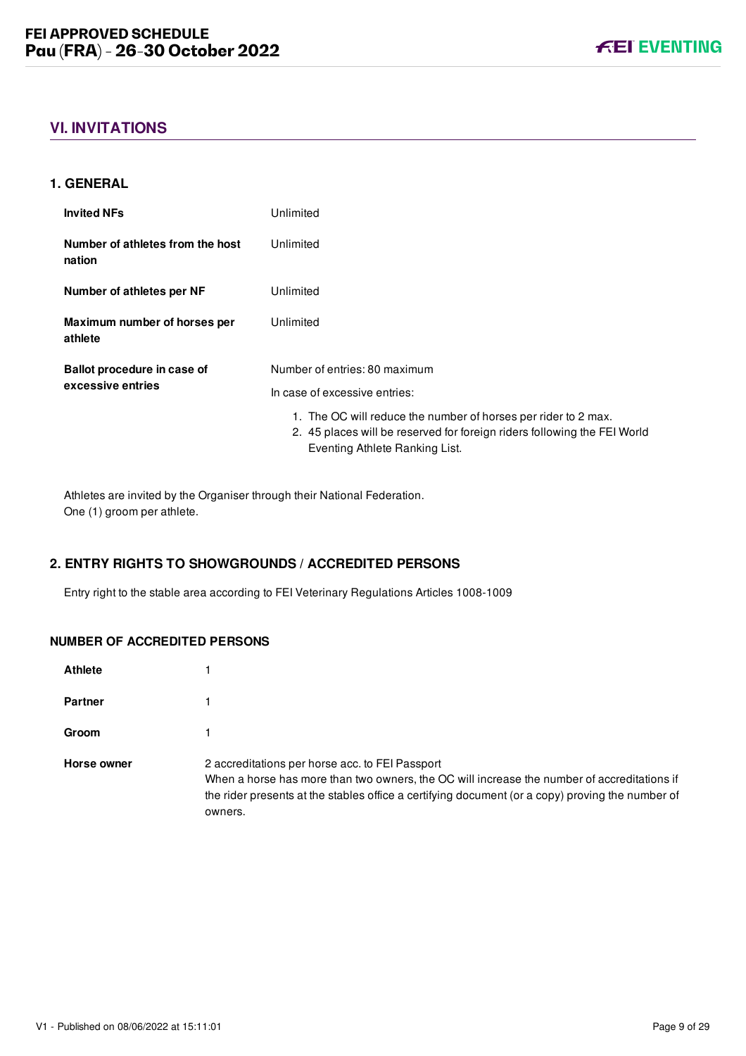## VI. INVITATIONS

### 1. GENERAL

| | |
|---|---|
| **Invited NFs** | Unlimited |
| **Number of athletes from the host nation** | Unlimited |
| **Number of athletes per NF** | Unlimited |
| **Maximum number of horses per athlete** | Unlimited |
| **Ballot procedure in case of excessive entries** | Number of entries: 80 maximum<br>In case of excessive entries:<br>1. The OC will reduce the number of horses per rider to 2 max.<br>2. 45 places will be reserved for foreign riders following the FEI World Eventing Athlete Ranking List. |

Athletes are invited by the Organiser through their National Federation.
One (1) groom per athlete.

### 2. ENTRY RIGHTS TO SHOWGROUNDS / ACCREDITED PERSONS

Entry right to the stable area according to FEI Veterinary Regulations Articles 1008-1009

#### NUMBER OF ACCREDITED PERSONS

| | |
|---|---|
| **Athlete** | 1 |
| **Partner** | 1 |
| **Groom** | 1 |
| **Horse owner** | 2 accreditations per horse acc. to FEI Passport<br>When a horse has more than two owners, the OC will increase the number of accreditations if the rider presents at the stables office a certifying document (or a copy) proving the number of owners. |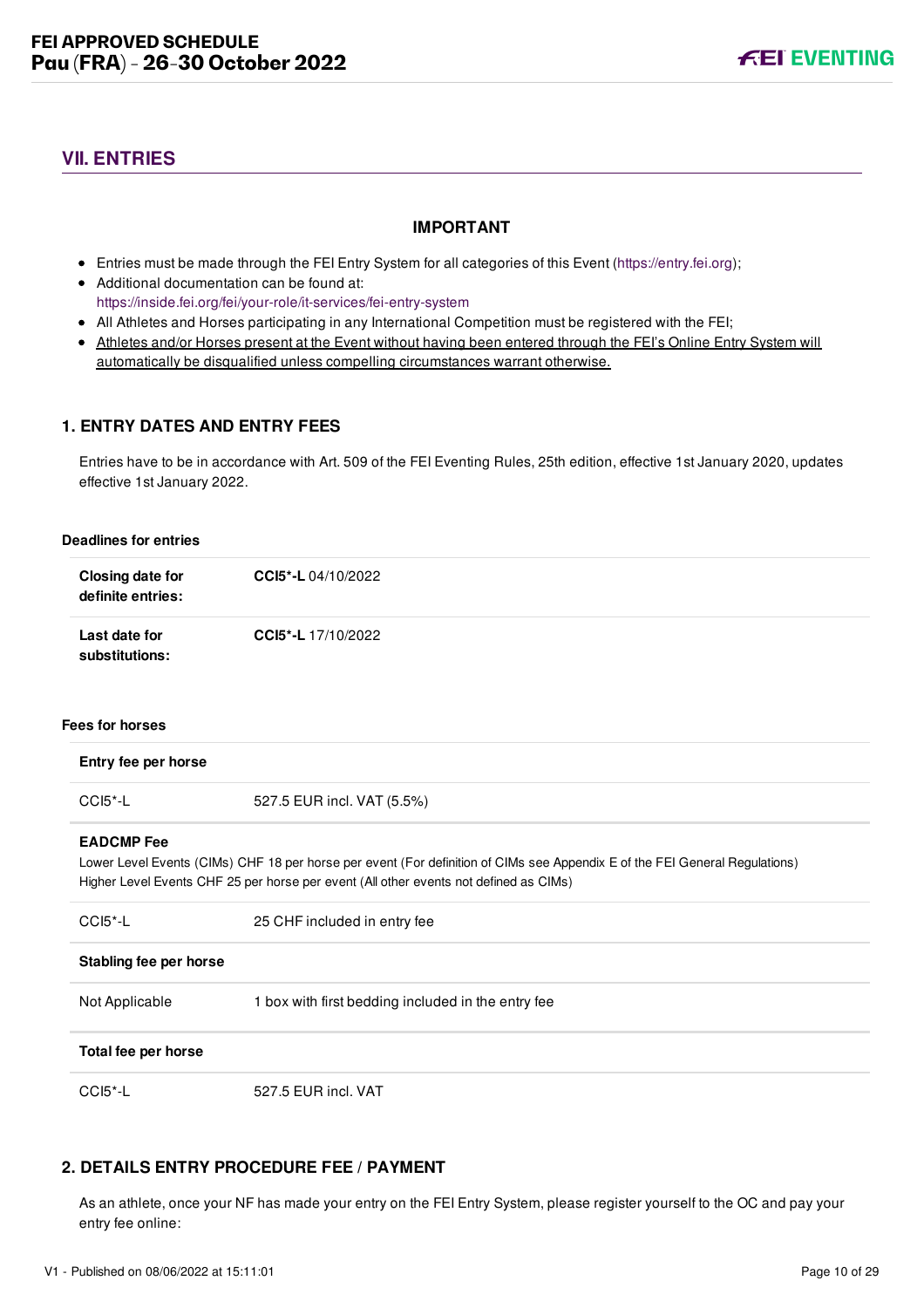## VII. ENTRIES

**IMPORTANT**

- Entries must be made through the FEI Entry System for all categories of this Event (https://entry.fei.org);
- Additional documentation can be found at: https://inside.fei.org/fei/your-role/it-services/fei-entry-system
- All Athletes and Horses participating in any International Competition must be registered with the FEI;
- Athletes and/or Horses present at the Event without having been entered through the FEI's Online Entry System will automatically be disqualified unless compelling circumstances warrant otherwise.

### 1. ENTRY DATES AND ENTRY FEES

Entries have to be in accordance with Art. 509 of the FEI Eventing Rules, 25th edition, effective 1st January 2020, updates effective 1st January 2022.

**Deadlines for entries**

| | |
|---|---|
| **Closing date for definite entries:** | **CCI5*-L** 04/10/2022 |
| **Last date for substitutions:** | **CCI5*-L** 17/10/2022 |

**Fees for horses**

| **Entry fee per horse** | |
|---|---|
| CCI5*-L | 527.5 EUR incl. VAT (5.5%) |

**EADCMP Fee**

Lower Level Events (CIMs) CHF 18 per horse per event (For definition of CIMs see Appendix E of the FEI General Regulations)
Higher Level Events CHF 25 per horse per event (All other events not defined as CIMs)

| | |
|---|---|
| CCI5*-L | 25 CHF included in entry fee |
| **Stabling fee per horse** | |
| Not Applicable | 1 box with first bedding included in the entry fee |
| **Total fee per horse** | |
| CCI5*-L | 527.5 EUR incl. VAT |

### 2. DETAILS ENTRY PROCEDURE FEE / PAYMENT

As an athlete, once your NF has made your entry on the FEI Entry System, please register yourself to the OC and pay your entry fee online: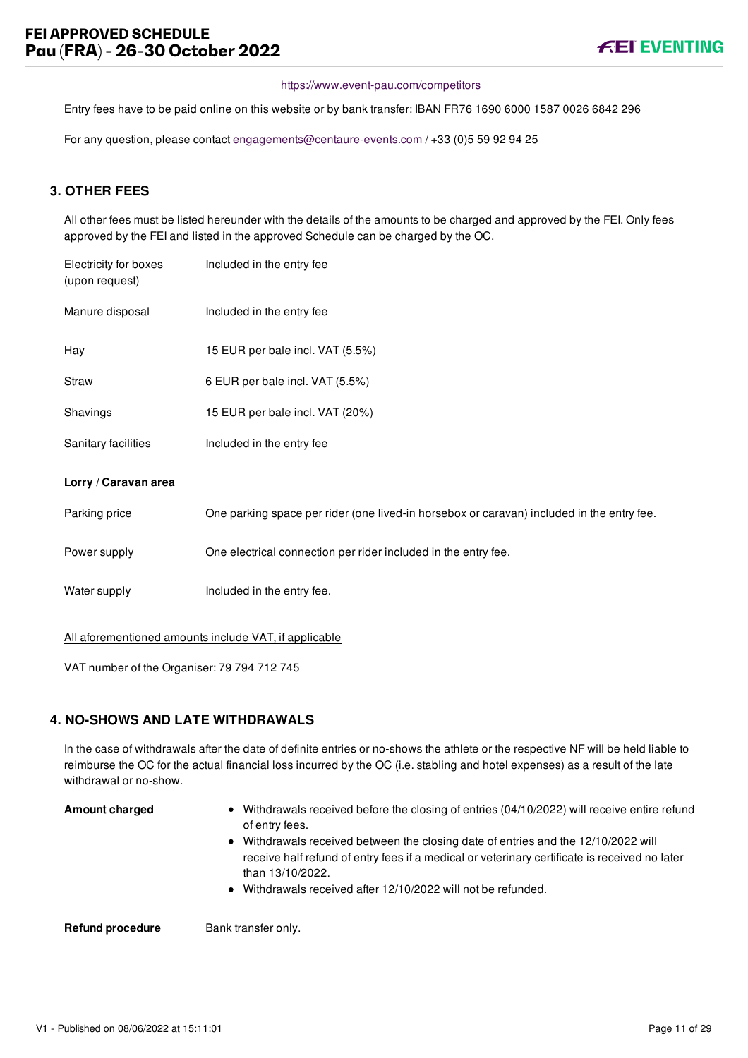https://www.event-pau.com/competitors

Entry fees have to be paid online on this website or by bank transfer: IBAN FR76 1690 6000 1587 0026 6842 296

For any question, please contact engagements@centaure-events.com / +33 (0)5 59 92 94 25

## 3. OTHER FEES

All other fees must be listed hereunder with the details of the amounts to be charged and approved by the FEI. Only fees approved by the FEI and listed in the approved Schedule can be charged by the OC.

| | |
|---|---|
| Electricity for boxes (upon request) | Included in the entry fee |
| Manure disposal | Included in the entry fee |
| Hay | 15 EUR per bale incl. VAT (5.5%) |
| Straw | 6 EUR per bale incl. VAT (5.5%) |
| Shavings | 15 EUR per bale incl. VAT (20%) |
| Sanitary facilities | Included in the entry fee |

**Lorry / Caravan area**

| | |
|---|---|
| Parking price | One parking space per rider (one lived-in horsebox or caravan) included in the entry fee. |
| Power supply | One electrical connection per rider included in the entry fee. |
| Water supply | Included in the entry fee. |

All aforementioned amounts include VAT, if applicable

VAT number of the Organiser: 79 794 712 745

## 4. NO-SHOWS AND LATE WITHDRAWALS

In the case of withdrawals after the date of definite entries or no-shows the athlete or the respective NF will be held liable to reimburse the OC for the actual financial loss incurred by the OC (i.e. stabling and hotel expenses) as a result of the late withdrawal or no-show.

**Amount charged**

- Withdrawals received before the closing of entries (04/10/2022) will receive entire refund of entry fees.
- Withdrawals received between the closing date of entries and the 12/10/2022 will receive half refund of entry fees if a medical or veterinary certificate is received no later than 13/10/2022.
- Withdrawals received after 12/10/2022 will not be refunded.

**Refund procedure** Bank transfer only.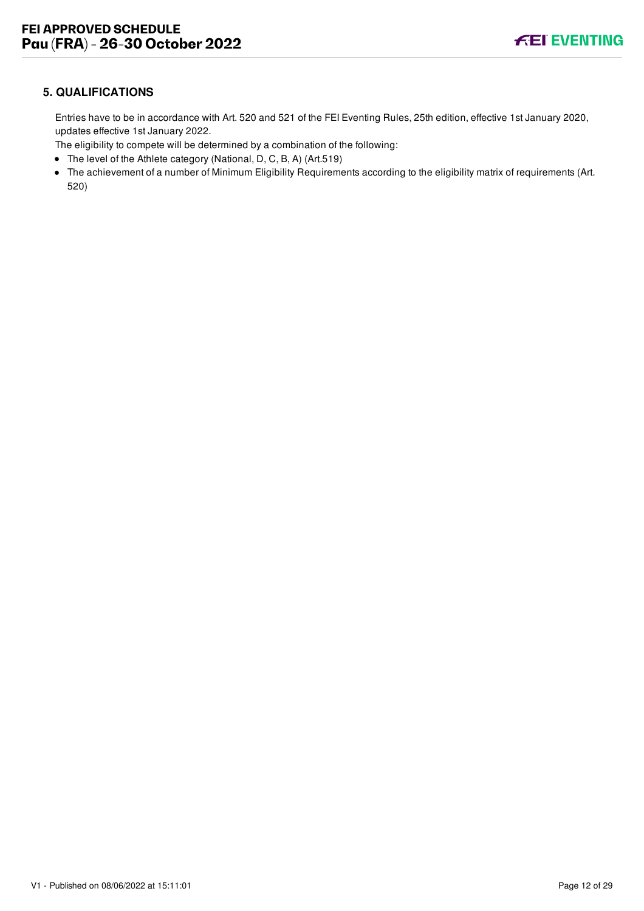## 5. QUALIFICATIONS

Entries have to be in accordance with Art. 520 and 521 of the FEI Eventing Rules, 25th edition, effective 1st January 2020, updates effective 1st January 2022.

The eligibility to compete will be determined by a combination of the following:

- The level of the Athlete category (National, D, C, B, A) (Art.519)
- The achievement of a number of Minimum Eligibility Requirements according to the eligibility matrix of requirements (Art. 520)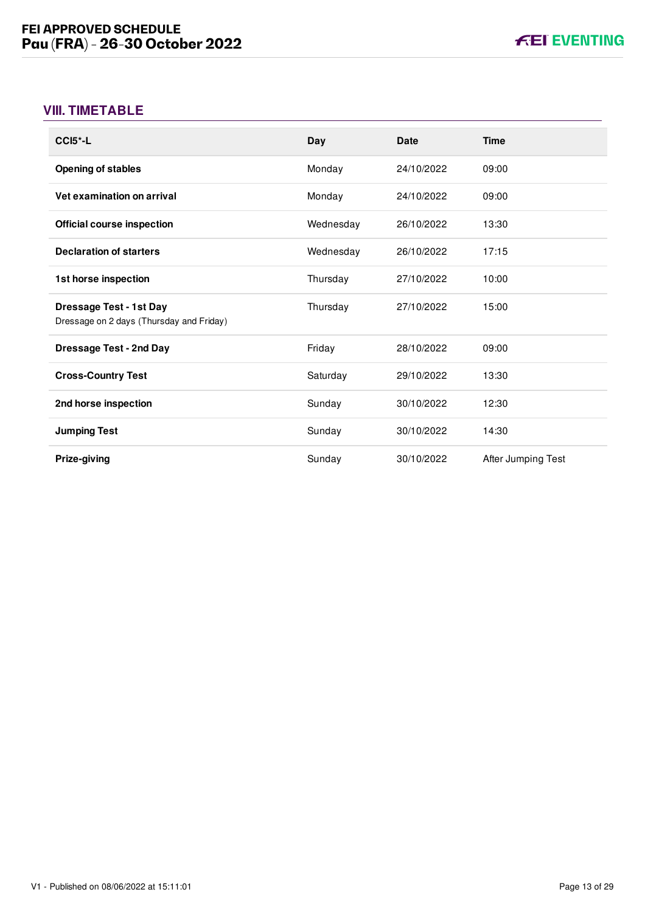## VIII. TIMETABLE

| CCI5*-L | Day | Date | Time |
|---|---|---|---|
| **Opening of stables** | Monday | 24/10/2022 | 09:00 |
| **Vet examination on arrival** | Monday | 24/10/2022 | 09:00 |
| **Official course inspection** | Wednesday | 26/10/2022 | 13:30 |
| **Declaration of starters** | Wednesday | 26/10/2022 | 17:15 |
| **1st horse inspection** | Thursday | 27/10/2022 | 10:00 |
| **Dressage Test - 1st Day**<br>Dressage on 2 days (Thursday and Friday) | Thursday | 27/10/2022 | 15:00 |
| **Dressage Test - 2nd Day** | Friday | 28/10/2022 | 09:00 |
| **Cross-Country Test** | Saturday | 29/10/2022 | 13:30 |
| **2nd horse inspection** | Sunday | 30/10/2022 | 12:30 |
| **Jumping Test** | Sunday | 30/10/2022 | 14:30 |
| **Prize-giving** | Sunday | 30/10/2022 | After Jumping Test |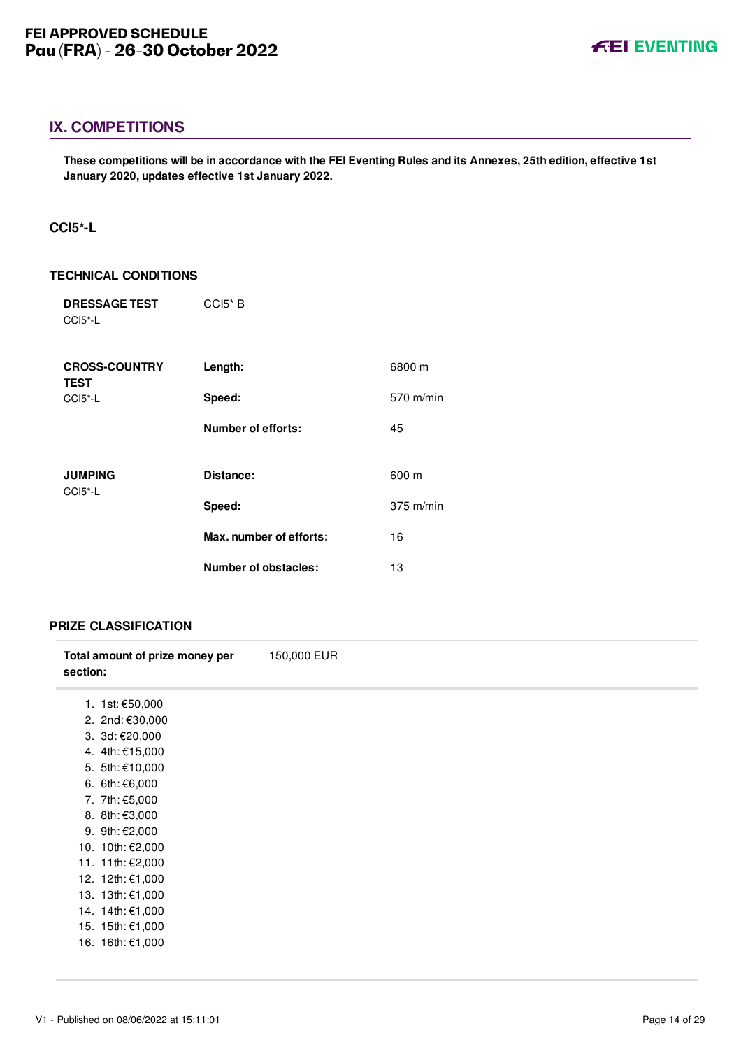## IX. COMPETITIONS

**These competitions will be in accordance with the FEI Eventing Rules and its Annexes, 25th edition, effective 1st January 2020, updates effective 1st January 2022.**

### CCI5*-L

#### TECHNICAL CONDITIONS

| | | |
|---|---|---|
| **DRESSAGE TEST** CCI5*-L | CCI5* B | |
| **CROSS-COUNTRY TEST** CCI5*-L | **Length:** | 6800 m |
| | **Speed:** | 570 m/min |
| | **Number of efforts:** | 45 |
| **JUMPING** CCI5*-L | **Distance:** | 600 m |
| | **Speed:** | 375 m/min |
| | **Max. number of efforts:** | 16 |
| | **Number of obstacles:** | 13 |

#### PRIZE CLASSIFICATION

| | |
|---|---|
| **Total amount of prize money per section:** | 150,000 EUR |

1. 1st: €50,000
2. 2nd: €30,000
3. 3d: €20,000
4. 4th: €15,000
5. 5th: €10,000
6. 6th: €6,000
7. 7th: €5,000
8. 8th: €3,000
9. 9th: €2,000
10. 10th: €2,000
11. 11th: €2,000
12. 12th: €1,000
13. 13th: €1,000
14. 14th: €1,000
15. 15th: €1,000
16. 16th: €1,000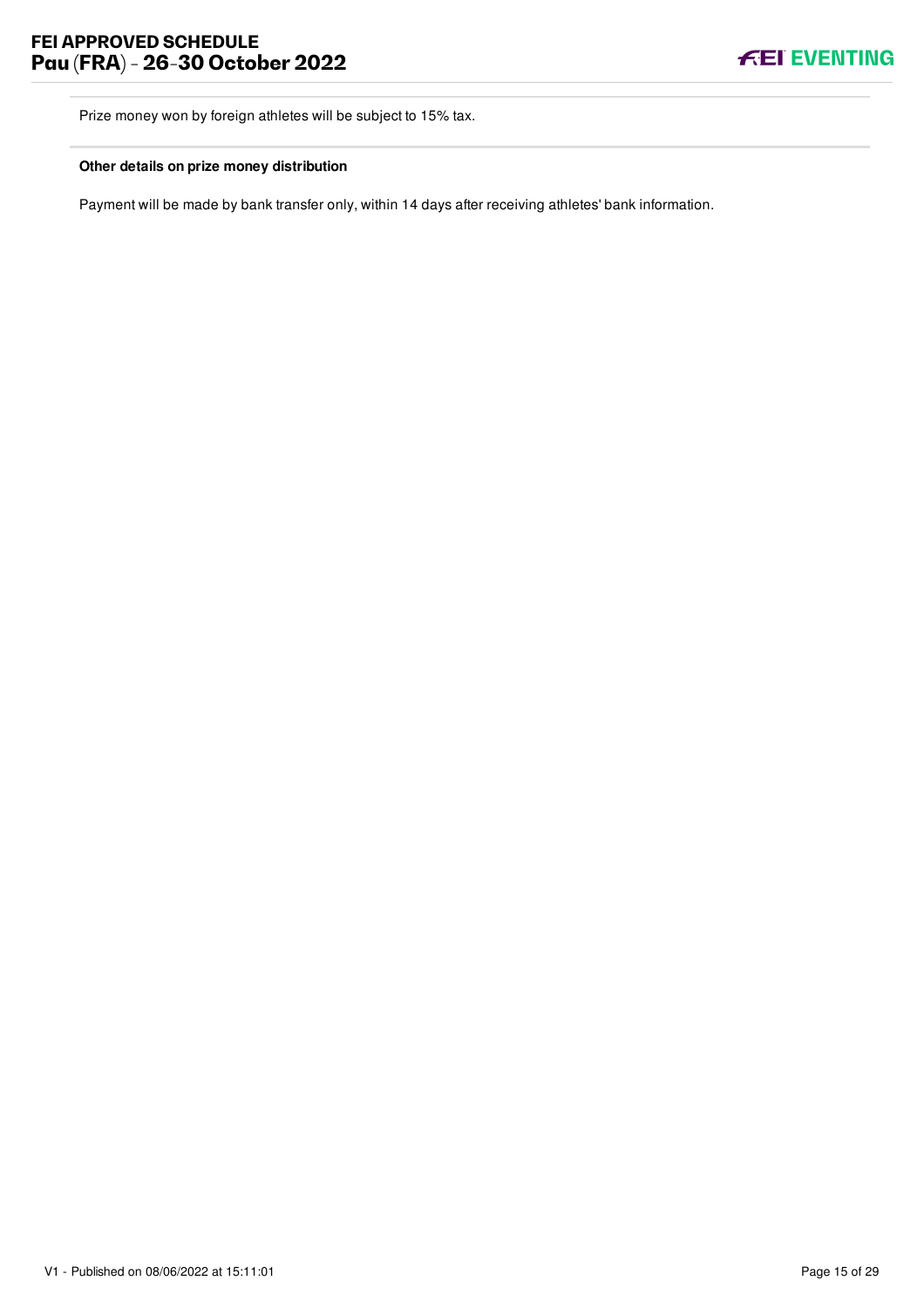Prize money won by foreign athletes will be subject to 15% tax.

**Other details on prize money distribution**

Payment will be made by bank transfer only, within 14 days after receiving athletes' bank information.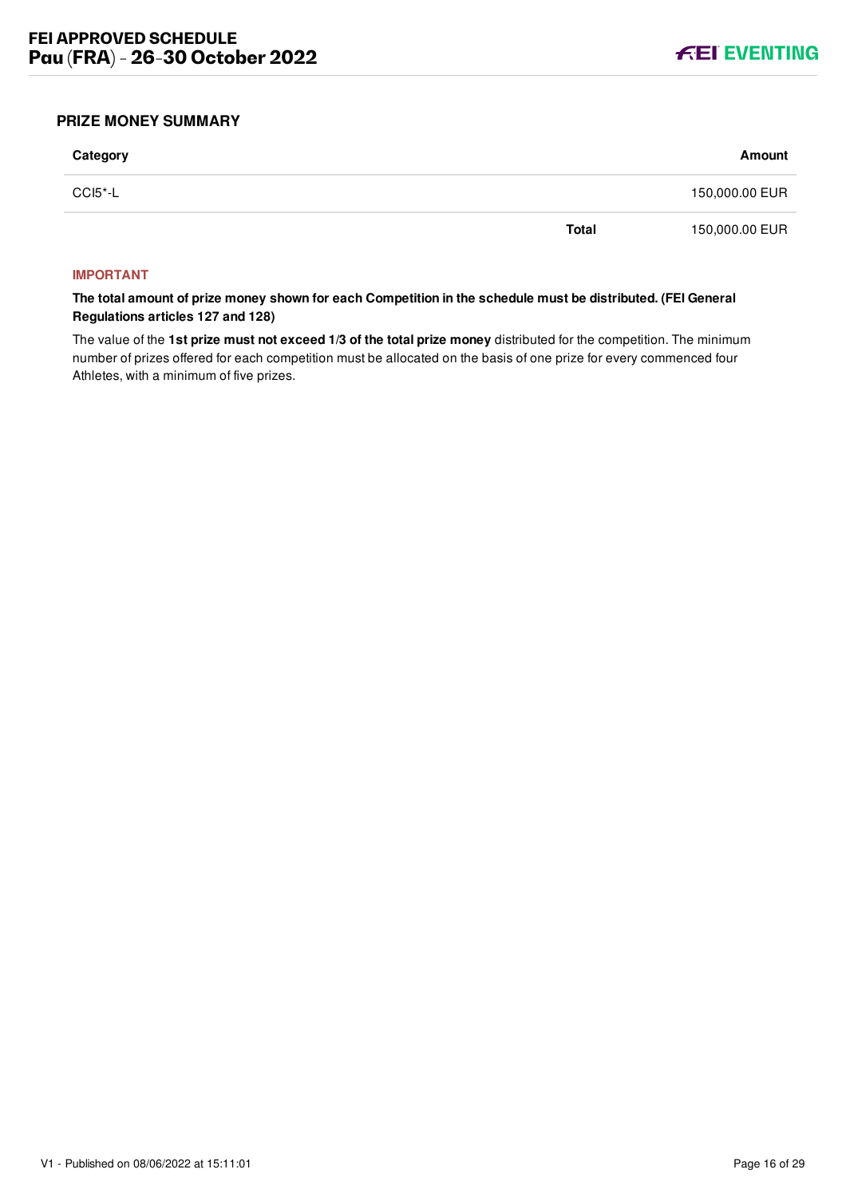## PRIZE MONEY SUMMARY

| Category | | Amount |
|---|---|---|
| CCI5*-L | | 150,000.00 EUR |
| | **Total** | 150,000.00 EUR |

**IMPORTANT**

**The total amount of prize money shown for each Competition in the schedule must be distributed. (FEI General Regulations articles 127 and 128)**

The value of the **1st prize must not exceed 1/3 of the total prize money** distributed for the competition. The minimum number of prizes offered for each competition must be allocated on the basis of one prize for every commenced four Athletes, with a minimum of five prizes.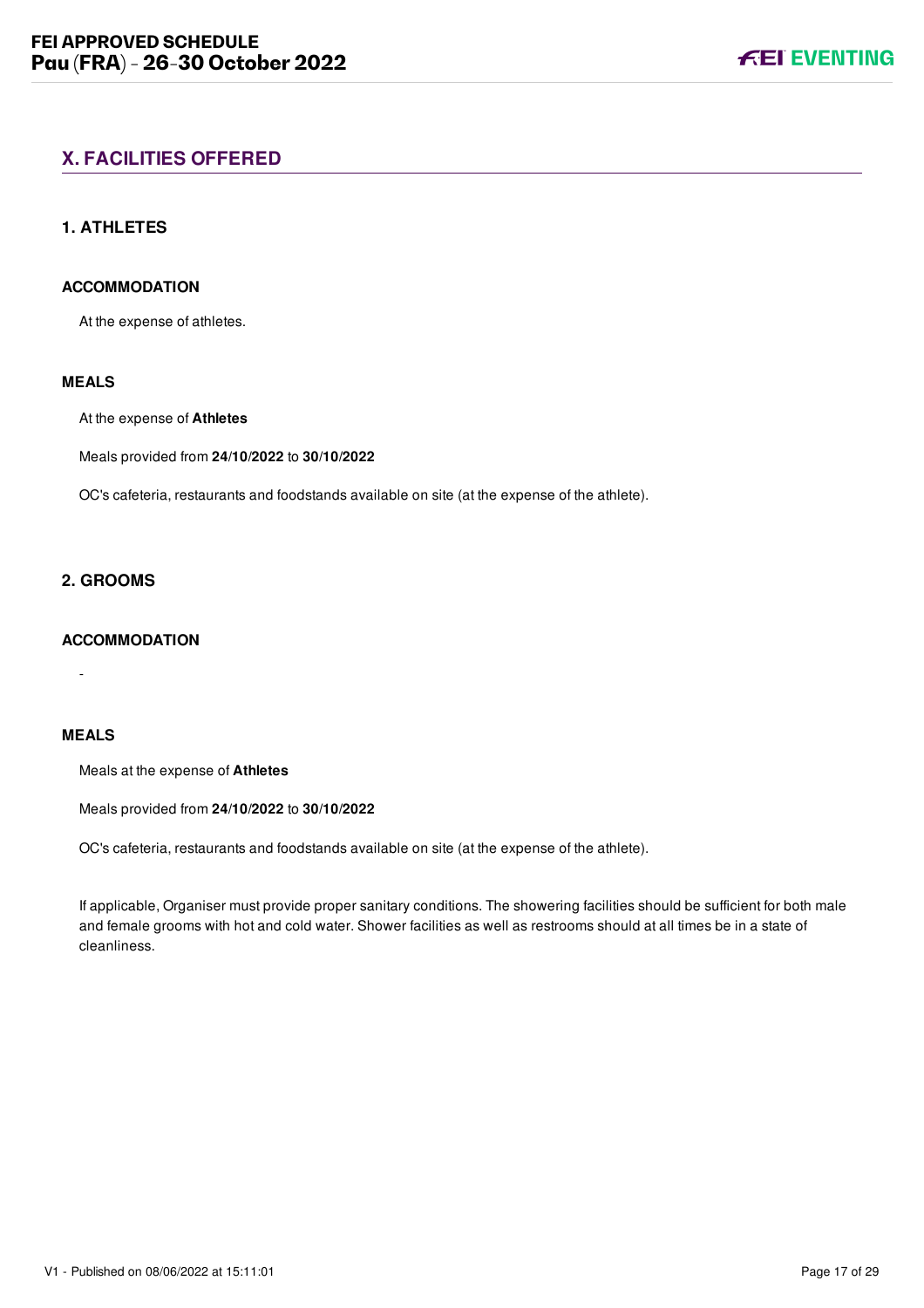## X. FACILITIES OFFERED

### 1. ATHLETES

#### ACCOMMODATION

At the expense of athletes.

#### MEALS

At the expense of **Athletes**

Meals provided from **24/10/2022** to **30/10/2022**

OC's cafeteria, restaurants and foodstands available on site (at the expense of the athlete).

### 2. GROOMS

#### ACCOMMODATION

-

#### MEALS

Meals at the expense of **Athletes**

Meals provided from **24/10/2022** to **30/10/2022**

OC's cafeteria, restaurants and foodstands available on site (at the expense of the athlete).

If applicable, Organiser must provide proper sanitary conditions. The showering facilities should be sufficient for both male and female grooms with hot and cold water. Shower facilities as well as restrooms should at all times be in a state of cleanliness.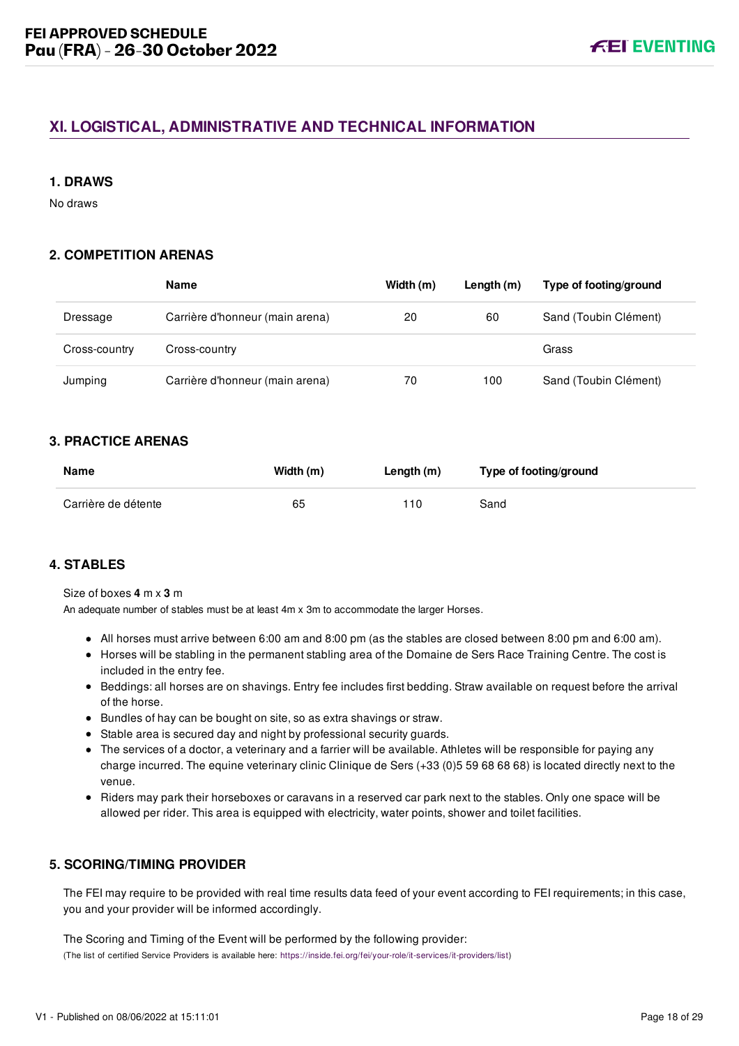## XI. LOGISTICAL, ADMINISTRATIVE AND TECHNICAL INFORMATION

### 1. DRAWS

No draws

### 2. COMPETITION ARENAS

| | Name | Width (m) | Length (m) | Type of footing/ground |
|---|---|---|---|---|
| Dressage | Carrière d'honneur (main arena) | 20 | 60 | Sand (Toubin Clément) |
| Cross-country | Cross-country | | | Grass |
| Jumping | Carrière d'honneur (main arena) | 70 | 100 | Sand (Toubin Clément) |

### 3. PRACTICE ARENAS

| Name | Width (m) | Length (m) | Type of footing/ground |
|---|---|---|---|
| Carrière de détente | 65 | 110 | Sand |

### 4. STABLES

Size of boxes **4** m x **3** m

An adequate number of stables must be at least 4m x 3m to accommodate the larger Horses.

- All horses must arrive between 6:00 am and 8:00 pm (as the stables are closed between 8:00 pm and 6:00 am).
- Horses will be stabling in the permanent stabling area of the Domaine de Sers Race Training Centre. The cost is included in the entry fee.
- Beddings: all horses are on shavings. Entry fee includes first bedding. Straw available on request before the arrival of the horse.
- Bundles of hay can be bought on site, so as extra shavings or straw.
- Stable area is secured day and night by professional security guards.
- The services of a doctor, a veterinary and a farrier will be available. Athletes will be responsible for paying any charge incurred. The equine veterinary clinic Clinique de Sers (+33 (0)5 59 68 68 68) is located directly next to the venue.
- Riders may park their horseboxes or caravans in a reserved car park next to the stables. Only one space will be allowed per rider. This area is equipped with electricity, water points, shower and toilet facilities.

### 5. SCORING/TIMING PROVIDER

The FEI may require to be provided with real time results data feed of your event according to FEI requirements; in this case, you and your provider will be informed accordingly.

The Scoring and Timing of the Event will be performed by the following provider:

(The list of certified Service Providers is available here: https://inside.fei.org/fei/your-role/it-services/it-providers/list)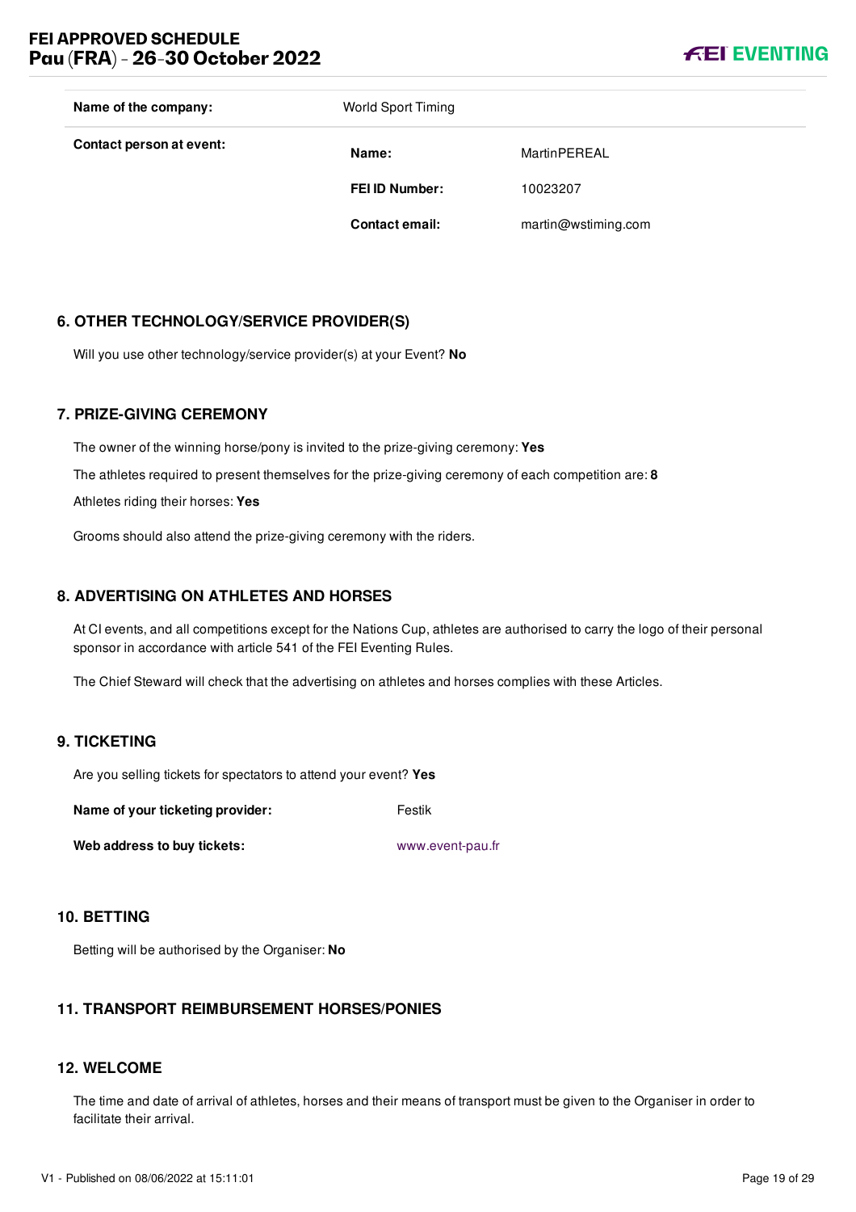| | | |
|---|---|---|
| **Name of the company:** | World Sport Timing | |
| **Contact person at event:** | **Name:** | MartinPEREAL |
| | **FEI ID Number:** | 10023207 |
| | **Contact email:** | martin@wstiming.com |

## 6. OTHER TECHNOLOGY/SERVICE PROVIDER(S)

Will you use other technology/service provider(s) at your Event? **No**

## 7. PRIZE-GIVING CEREMONY

The owner of the winning horse/pony is invited to the prize-giving ceremony: **Yes**

The athletes required to present themselves for the prize-giving ceremony of each competition are: **8**

Athletes riding their horses: **Yes**

Grooms should also attend the prize-giving ceremony with the riders.

## 8. ADVERTISING ON ATHLETES AND HORSES

At CI events, and all competitions except for the Nations Cup, athletes are authorised to carry the logo of their personal sponsor in accordance with article 541 of the FEI Eventing Rules.

The Chief Steward will check that the advertising on athletes and horses complies with these Articles.

## 9. TICKETING

Are you selling tickets for spectators to attend your event? **Yes**

| | |
|---|---|
| **Name of your ticketing provider:** | Festik |
| **Web address to buy tickets:** | www.event-pau.fr |

## 10. BETTING

Betting will be authorised by the Organiser: **No**

## 11. TRANSPORT REIMBURSEMENT HORSES/PONIES

## 12. WELCOME

The time and date of arrival of athletes, horses and their means of transport must be given to the Organiser in order to facilitate their arrival.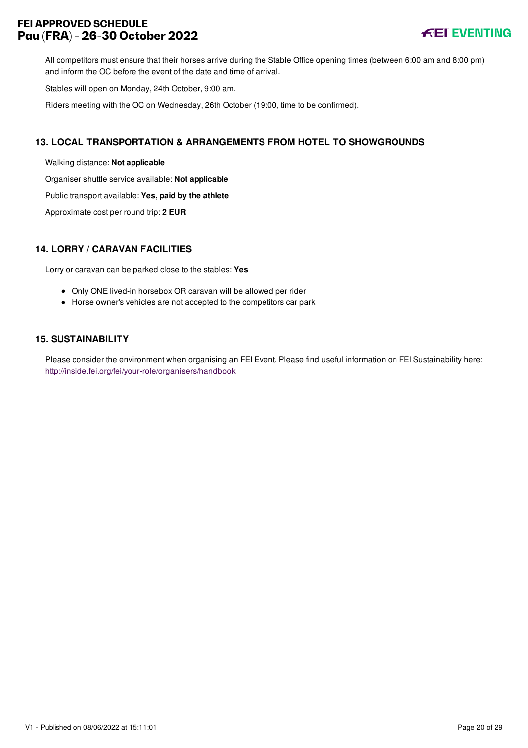All competitors must ensure that their horses arrive during the Stable Office opening times (between 6:00 am and 8:00 pm) and inform the OC before the event of the date and time of arrival.

Stables will open on Monday, 24th October, 9:00 am.

Riders meeting with the OC on Wednesday, 26th October (19:00, time to be confirmed).

## 13. LOCAL TRANSPORTATION & ARRANGEMENTS FROM HOTEL TO SHOWGROUNDS

Walking distance: **Not applicable**

Organiser shuttle service available: **Not applicable**

Public transport available: **Yes, paid by the athlete**

Approximate cost per round trip: **2 EUR**

## 14. LORRY / CARAVAN FACILITIES

Lorry or caravan can be parked close to the stables: **Yes**

- Only ONE lived-in horsebox OR caravan will be allowed per rider
- Horse owner's vehicles are not accepted to the competitors car park

## 15. SUSTAINABILITY

Please consider the environment when organising an FEI Event. Please find useful information on FEI Sustainability here: http://inside.fei.org/fei/your-role/organisers/handbook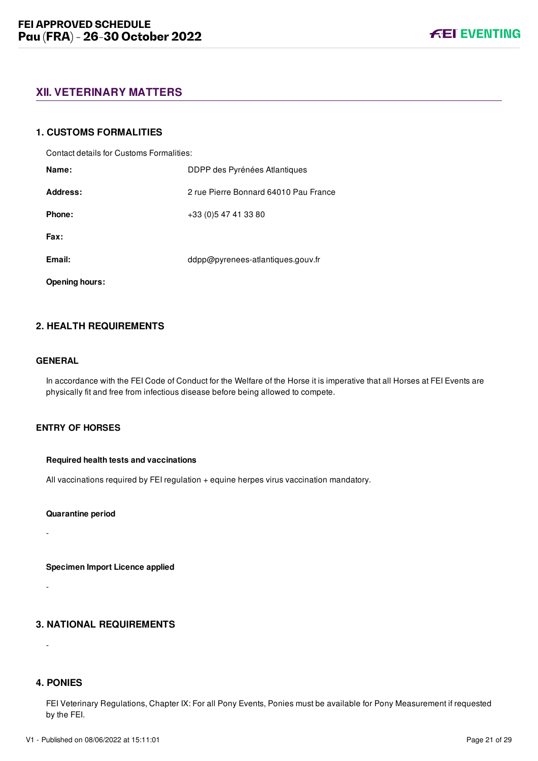## XII. VETERINARY MATTERS

### 1. CUSTOMS FORMALITIES

Contact details for Customs Formalities:

| | |
|---|---|
| **Name:** | DDPP des Pyrénées Atlantiques |
| **Address:** | 2 rue Pierre Bonnard 64010 Pau France |
| **Phone:** | +33 (0)5 47 41 33 80 |
| **Fax:** | |
| **Email:** | ddpp@pyrenees-atlantiques.gouv.fr |
| **Opening hours:** | |

### 2. HEALTH REQUIREMENTS

#### GENERAL

In accordance with the FEI Code of Conduct for the Welfare of the Horse it is imperative that all Horses at FEI Events are physically fit and free from infectious disease before being allowed to compete.

#### ENTRY OF HORSES

**Required health tests and vaccinations**

All vaccinations required by FEI regulation + equine herpes virus vaccination mandatory.

**Quarantine period**

-

**Specimen Import Licence applied**

-

### 3. NATIONAL REQUIREMENTS

-

### 4. PONIES

FEI Veterinary Regulations, Chapter IX: For all Pony Events, Ponies must be available for Pony Measurement if requested by the FEI.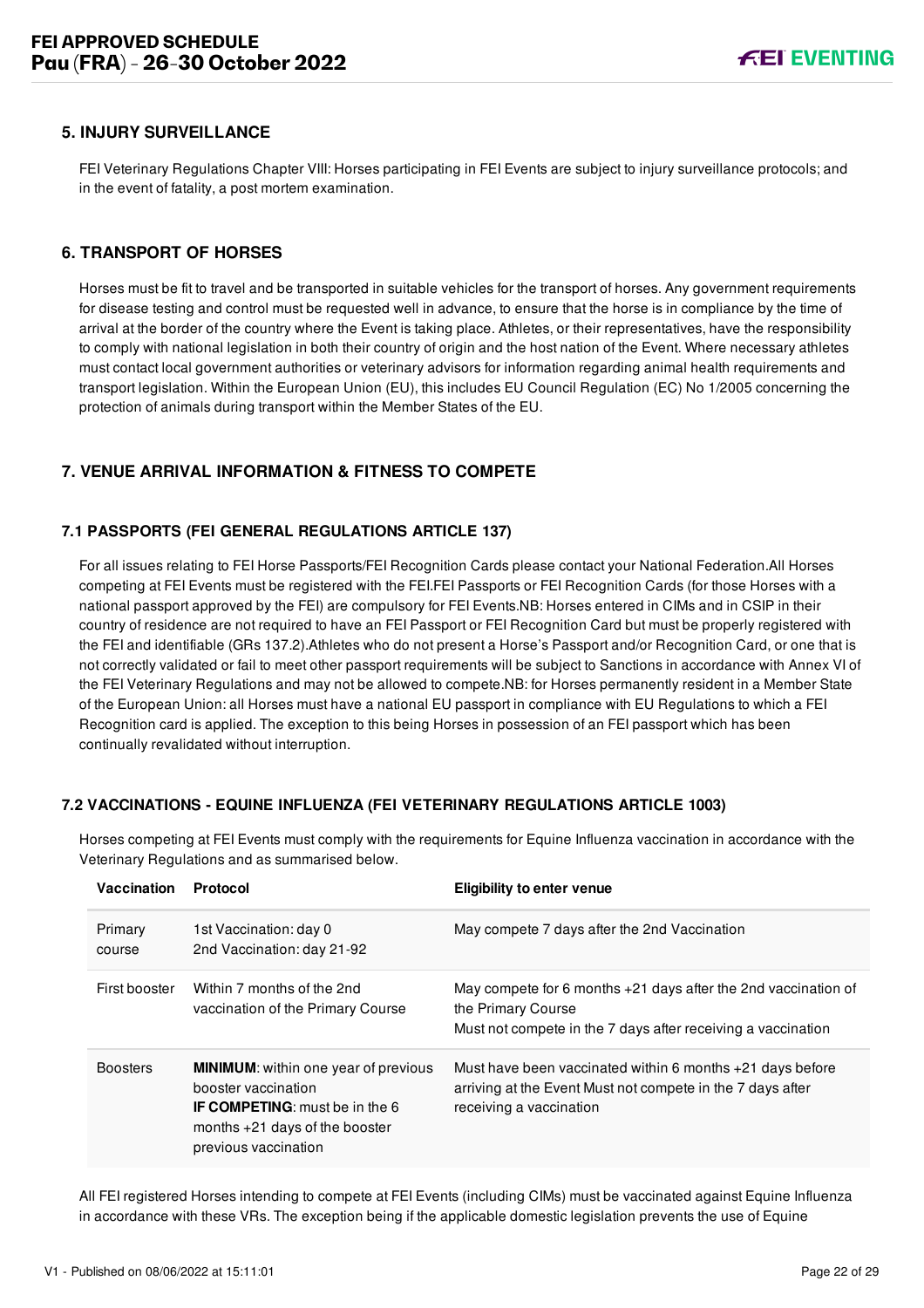## 5. INJURY SURVEILLANCE

FEI Veterinary Regulations Chapter VIII: Horses participating in FEI Events are subject to injury surveillance protocols; and in the event of fatality, a post mortem examination.

## 6. TRANSPORT OF HORSES

Horses must be fit to travel and be transported in suitable vehicles for the transport of horses. Any government requirements for disease testing and control must be requested well in advance, to ensure that the horse is in compliance by the time of arrival at the border of the country where the Event is taking place. Athletes, or their representatives, have the responsibility to comply with national legislation in both their country of origin and the host nation of the Event. Where necessary athletes must contact local government authorities or veterinary advisors for information regarding animal health requirements and transport legislation. Within the European Union (EU), this includes EU Council Regulation (EC) No 1/2005 concerning the protection of animals during transport within the Member States of the EU.

## 7. VENUE ARRIVAL INFORMATION & FITNESS TO COMPETE

### 7.1 PASSPORTS (FEI GENERAL REGULATIONS ARTICLE 137)

For all issues relating to FEI Horse Passports/FEI Recognition Cards please contact your National Federation.All Horses competing at FEI Events must be registered with the FEI.FEI Passports or FEI Recognition Cards (for those Horses with a national passport approved by the FEI) are compulsory for FEI Events.NB: Horses entered in CIMs and in CSIP in their country of residence are not required to have an FEI Passport or FEI Recognition Card but must be properly registered with the FEI and identifiable (GRs 137.2).Athletes who do not present a Horse's Passport and/or Recognition Card, or one that is not correctly validated or fail to meet other passport requirements will be subject to Sanctions in accordance with Annex VI of the FEI Veterinary Regulations and may not be allowed to compete.NB: for Horses permanently resident in a Member State of the European Union: all Horses must have a national EU passport in compliance with EU Regulations to which a FEI Recognition card is applied. The exception to this being Horses in possession of an FEI passport which has been continually revalidated without interruption.

### 7.2 VACCINATIONS - EQUINE INFLUENZA (FEI VETERINARY REGULATIONS ARTICLE 1003)

Horses competing at FEI Events must comply with the requirements for Equine Influenza vaccination in accordance with the Veterinary Regulations and as summarised below.

| Vaccination | Protocol | Eligibility to enter venue |
|---|---|---|
| Primary course | 1st Vaccination: day 0<br>2nd Vaccination: day 21-92 | May compete 7 days after the 2nd Vaccination |
| First booster | Within 7 months of the 2nd vaccination of the Primary Course | May compete for 6 months +21 days after the 2nd vaccination of the Primary Course<br>Must not compete in the 7 days after receiving a vaccination |
| Boosters | **MINIMUM**: within one year of previous booster vaccination<br>**IF COMPETING**: must be in the 6 months +21 days of the booster previous vaccination | Must have been vaccinated within 6 months +21 days before arriving at the Event Must not compete in the 7 days after receiving a vaccination |

All FEI registered Horses intending to compete at FEI Events (including CIMs) must be vaccinated against Equine Influenza in accordance with these VRs. The exception being if the applicable domestic legislation prevents the use of Equine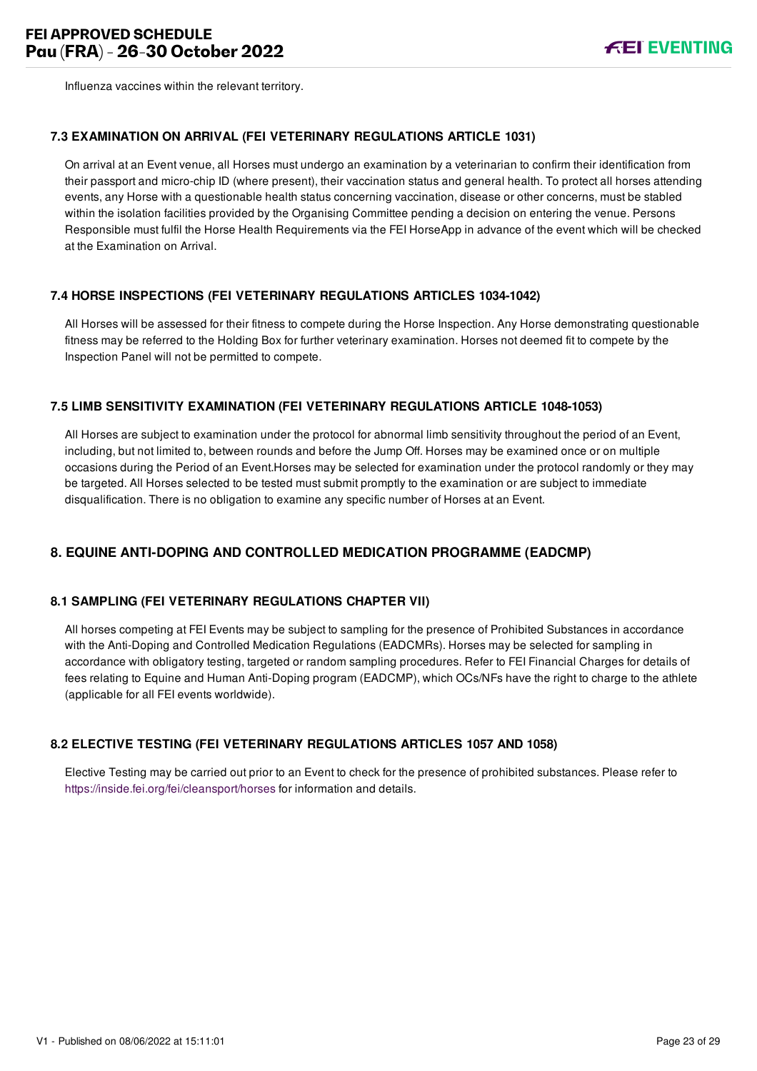Influenza vaccines within the relevant territory.

### 7.3 EXAMINATION ON ARRIVAL (FEI VETERINARY REGULATIONS ARTICLE 1031)

On arrival at an Event venue, all Horses must undergo an examination by a veterinarian to confirm their identification from their passport and micro-chip ID (where present), their vaccination status and general health. To protect all horses attending events, any Horse with a questionable health status concerning vaccination, disease or other concerns, must be stabled within the isolation facilities provided by the Organising Committee pending a decision on entering the venue. Persons Responsible must fulfil the Horse Health Requirements via the FEI HorseApp in advance of the event which will be checked at the Examination on Arrival.

### 7.4 HORSE INSPECTIONS (FEI VETERINARY REGULATIONS ARTICLES 1034-1042)

All Horses will be assessed for their fitness to compete during the Horse Inspection. Any Horse demonstrating questionable fitness may be referred to the Holding Box for further veterinary examination. Horses not deemed fit to compete by the Inspection Panel will not be permitted to compete.

### 7.5 LIMB SENSITIVITY EXAMINATION (FEI VETERINARY REGULATIONS ARTICLE 1048-1053)

All Horses are subject to examination under the protocol for abnormal limb sensitivity throughout the period of an Event, including, but not limited to, between rounds and before the Jump Off. Horses may be examined once or on multiple occasions during the Period of an Event.Horses may be selected for examination under the protocol randomly or they may be targeted. All Horses selected to be tested must submit promptly to the examination or are subject to immediate disqualification. There is no obligation to examine any specific number of Horses at an Event.

## 8. EQUINE ANTI-DOPING AND CONTROLLED MEDICATION PROGRAMME (EADCMP)

### 8.1 SAMPLING (FEI VETERINARY REGULATIONS CHAPTER VII)

All horses competing at FEI Events may be subject to sampling for the presence of Prohibited Substances in accordance with the Anti-Doping and Controlled Medication Regulations (EADCMRs). Horses may be selected for sampling in accordance with obligatory testing, targeted or random sampling procedures. Refer to FEI Financial Charges for details of fees relating to Equine and Human Anti-Doping program (EADCMP), which OCs/NFs have the right to charge to the athlete (applicable for all FEI events worldwide).

### 8.2 ELECTIVE TESTING (FEI VETERINARY REGULATIONS ARTICLES 1057 AND 1058)

Elective Testing may be carried out prior to an Event to check for the presence of prohibited substances. Please refer to https://inside.fei.org/fei/cleansport/horses for information and details.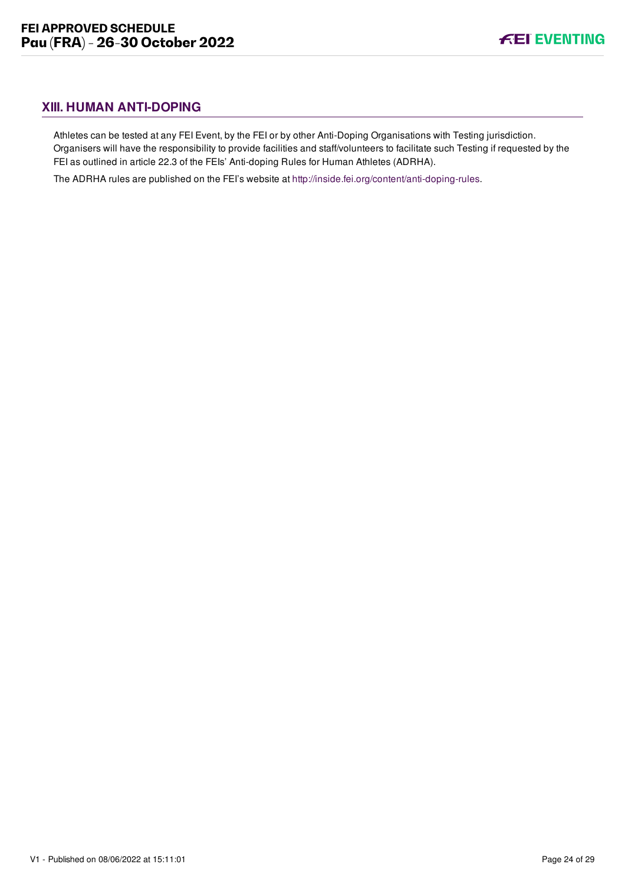## XIII. HUMAN ANTI-DOPING

Athletes can be tested at any FEI Event, by the FEI or by other Anti-Doping Organisations with Testing jurisdiction. Organisers will have the responsibility to provide facilities and staff/volunteers to facilitate such Testing if requested by the FEI as outlined in article 22.3 of the FEIs' Anti-doping Rules for Human Athletes (ADRHA).

The ADRHA rules are published on the FEI's website at http://inside.fei.org/content/anti-doping-rules.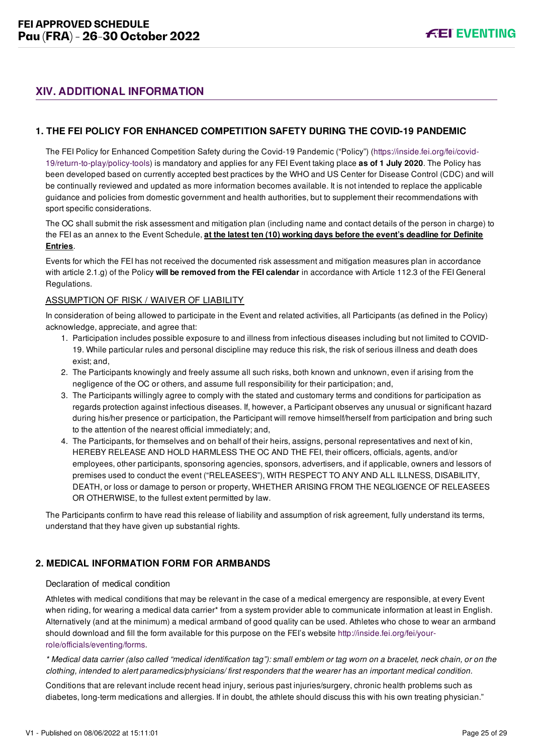## XIV. ADDITIONAL INFORMATION

### 1. THE FEI POLICY FOR ENHANCED COMPETITION SAFETY DURING THE COVID-19 PANDEMIC

The FEI Policy for Enhanced Competition Safety during the Covid-19 Pandemic ("Policy") (https://inside.fei.org/fei/covid-19/return-to-play/policy-tools) is mandatory and applies for any FEI Event taking place **as of 1 July 2020**. The Policy has been developed based on currently accepted best practices by the WHO and US Center for Disease Control (CDC) and will be continually reviewed and updated as more information becomes available. It is not intended to replace the applicable guidance and policies from domestic government and health authorities, but to supplement their recommendations with sport specific considerations.

The OC shall submit the risk assessment and mitigation plan (including name and contact details of the person in charge) to the FEI as an annex to the Event Schedule, **at the latest ten (10) working days before the event's deadline for Definite Entries**.

Events for which the FEI has not received the documented risk assessment and mitigation measures plan in accordance with article 2.1.g) of the Policy **will be removed from the FEI calendar** in accordance with Article 112.3 of the FEI General Regulations.

ASSUMPTION OF RISK / WAIVER OF LIABILITY

In consideration of being allowed to participate in the Event and related activities, all Participants (as defined in the Policy) acknowledge, appreciate, and agree that:

1. Participation includes possible exposure to and illness from infectious diseases including but not limited to COVID-19. While particular rules and personal discipline may reduce this risk, the risk of serious illness and death does exist; and,
2. The Participants knowingly and freely assume all such risks, both known and unknown, even if arising from the negligence of the OC or others, and assume full responsibility for their participation; and,
3. The Participants willingly agree to comply with the stated and customary terms and conditions for participation as regards protection against infectious diseases. If, however, a Participant observes any unusual or significant hazard during his/her presence or participation, the Participant will remove himself/herself from participation and bring such to the attention of the nearest official immediately; and,
4. The Participants, for themselves and on behalf of their heirs, assigns, personal representatives and next of kin, HEREBY RELEASE AND HOLD HARMLESS THE OC AND THE FEI, their officers, officials, agents, and/or employees, other participants, sponsoring agencies, sponsors, advertisers, and if applicable, owners and lessors of premises used to conduct the event ("RELEASEES"), WITH RESPECT TO ANY AND ALL ILLNESS, DISABILITY, DEATH, or loss or damage to person or property, WHETHER ARISING FROM THE NEGLIGENCE OF RELEASEES OR OTHERWISE, to the fullest extent permitted by law.

The Participants confirm to have read this release of liability and assumption of risk agreement, fully understand its terms, understand that they have given up substantial rights.

### 2. MEDICAL INFORMATION FORM FOR ARMBANDS

Declaration of medical condition

Athletes with medical conditions that may be relevant in the case of a medical emergency are responsible, at every Event when riding, for wearing a medical data carrier* from a system provider able to communicate information at least in English. Alternatively (and at the minimum) a medical armband of good quality can be used. Athletes who chose to wear an armband should download and fill the form available for this purpose on the FEI's website http://inside.fei.org/fei/your-role/officials/eventing/forms.

*\* Medical data carrier (also called "medical identification tag"): small emblem or tag worn on a bracelet, neck chain, or on the clothing, intended to alert paramedics/physicians/ first responders that the wearer has an important medical condition.*

Conditions that are relevant include recent head injury, serious past injuries/surgery, chronic health problems such as diabetes, long-term medications and allergies. If in doubt, the athlete should discuss this with his own treating physician."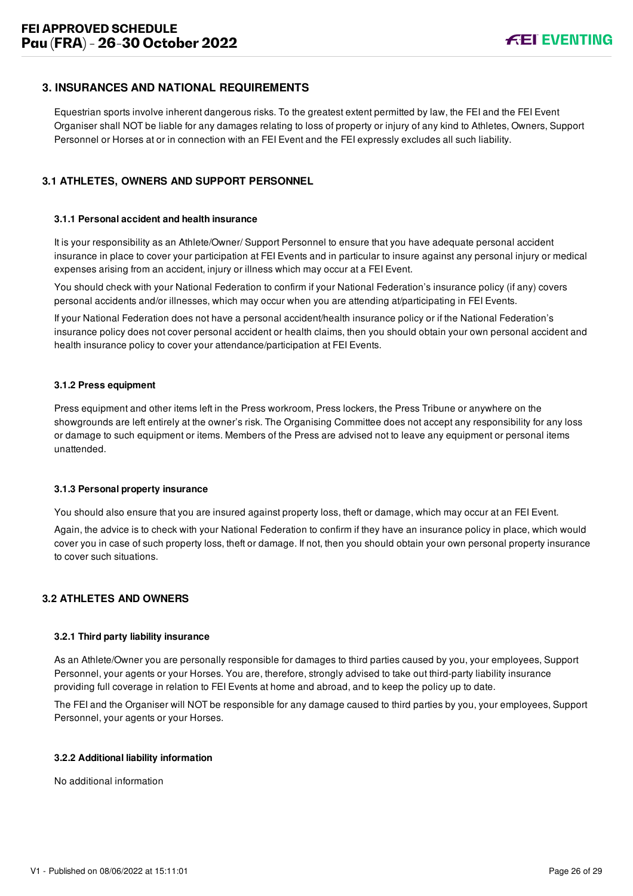## 3. INSURANCES AND NATIONAL REQUIREMENTS

Equestrian sports involve inherent dangerous risks. To the greatest extent permitted by law, the FEI and the FEI Event Organiser shall NOT be liable for any damages relating to loss of property or injury of any kind to Athletes, Owners, Support Personnel or Horses at or in connection with an FEI Event and the FEI expressly excludes all such liability.

### 3.1 ATHLETES, OWNERS AND SUPPORT PERSONNEL

#### 3.1.1 Personal accident and health insurance

It is your responsibility as an Athlete/Owner/ Support Personnel to ensure that you have adequate personal accident insurance in place to cover your participation at FEI Events and in particular to insure against any personal injury or medical expenses arising from an accident, injury or illness which may occur at a FEI Event.

You should check with your National Federation to confirm if your National Federation's insurance policy (if any) covers personal accidents and/or illnesses, which may occur when you are attending at/participating in FEI Events.

If your National Federation does not have a personal accident/health insurance policy or if the National Federation's insurance policy does not cover personal accident or health claims, then you should obtain your own personal accident and health insurance policy to cover your attendance/participation at FEI Events.

#### 3.1.2 Press equipment

Press equipment and other items left in the Press workroom, Press lockers, the Press Tribune or anywhere on the showgrounds are left entirely at the owner's risk. The Organising Committee does not accept any responsibility for any loss or damage to such equipment or items. Members of the Press are advised not to leave any equipment or personal items unattended.

#### 3.1.3 Personal property insurance

You should also ensure that you are insured against property loss, theft or damage, which may occur at an FEI Event.

Again, the advice is to check with your National Federation to confirm if they have an insurance policy in place, which would cover you in case of such property loss, theft or damage. If not, then you should obtain your own personal property insurance to cover such situations.

### 3.2 ATHLETES AND OWNERS

#### 3.2.1 Third party liability insurance

As an Athlete/Owner you are personally responsible for damages to third parties caused by you, your employees, Support Personnel, your agents or your Horses. You are, therefore, strongly advised to take out third-party liability insurance providing full coverage in relation to FEI Events at home and abroad, and to keep the policy up to date.

The FEI and the Organiser will NOT be responsible for any damage caused to third parties by you, your employees, Support Personnel, your agents or your Horses.

#### 3.2.2 Additional liability information

No additional information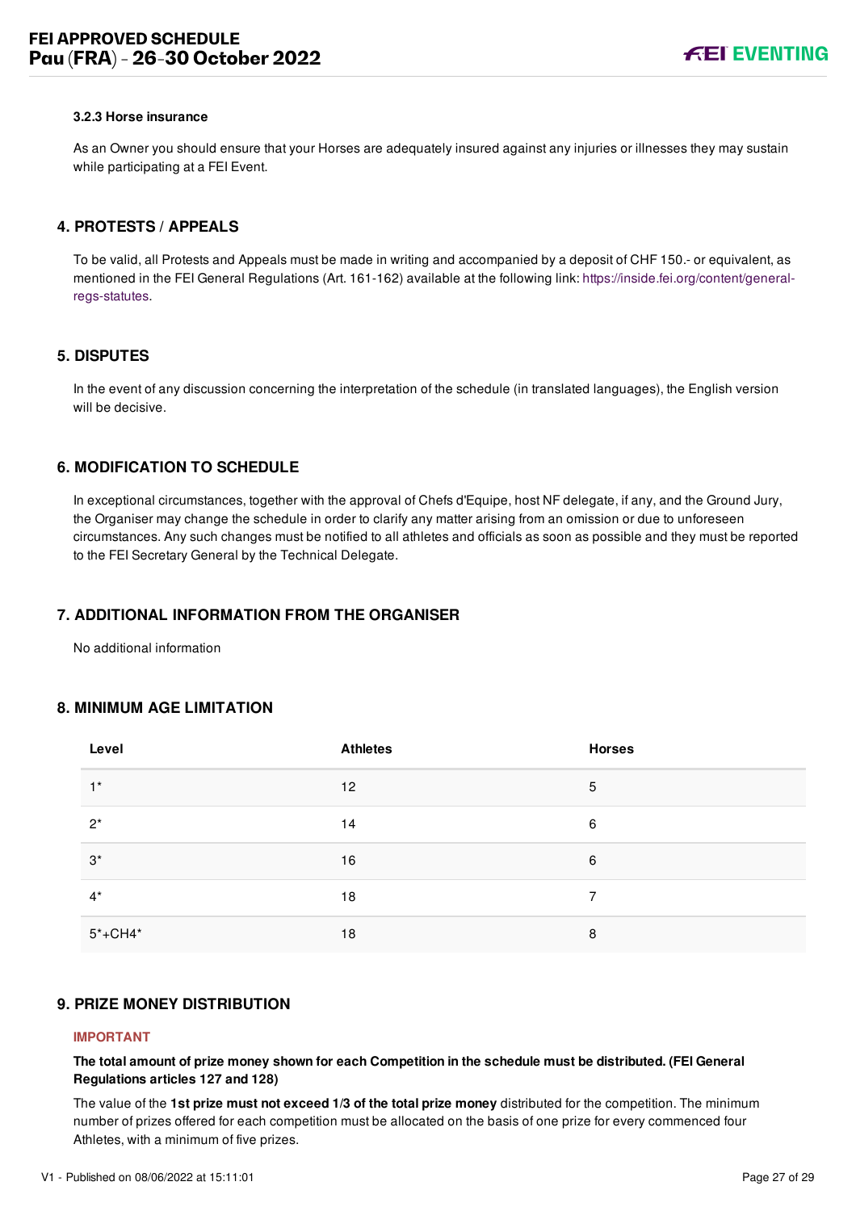#### 3.2.3 Horse insurance

As an Owner you should ensure that your Horses are adequately insured against any injuries or illnesses they may sustain while participating at a FEI Event.

## 4. PROTESTS / APPEALS

To be valid, all Protests and Appeals must be made in writing and accompanied by a deposit of CHF 150.- or equivalent, as mentioned in the FEI General Regulations (Art. 161-162) available at the following link: https://inside.fei.org/content/general-regs-statutes.

## 5. DISPUTES

In the event of any discussion concerning the interpretation of the schedule (in translated languages), the English version will be decisive.

## 6. MODIFICATION TO SCHEDULE

In exceptional circumstances, together with the approval of Chefs d'Equipe, host NF delegate, if any, and the Ground Jury, the Organiser may change the schedule in order to clarify any matter arising from an omission or due to unforeseen circumstances. Any such changes must be notified to all athletes and officials as soon as possible and they must be reported to the FEI Secretary General by the Technical Delegate.

## 7. ADDITIONAL INFORMATION FROM THE ORGANISER

No additional information

## 8. MINIMUM AGE LIMITATION

| Level | Athletes | Horses |
|---|---|---|
| 1* | 12 | 5 |
| 2* | 14 | 6 |
| 3* | 16 | 6 |
| 4* | 18 | 7 |
| 5*+CH4* | 18 | 8 |

## 9. PRIZE MONEY DISTRIBUTION

**IMPORTANT**

**The total amount of prize money shown for each Competition in the schedule must be distributed. (FEI General Regulations articles 127 and 128)**

The value of the **1st prize must not exceed 1/3 of the total prize money** distributed for the competition. The minimum number of prizes offered for each competition must be allocated on the basis of one prize for every commenced four Athletes, with a minimum of five prizes.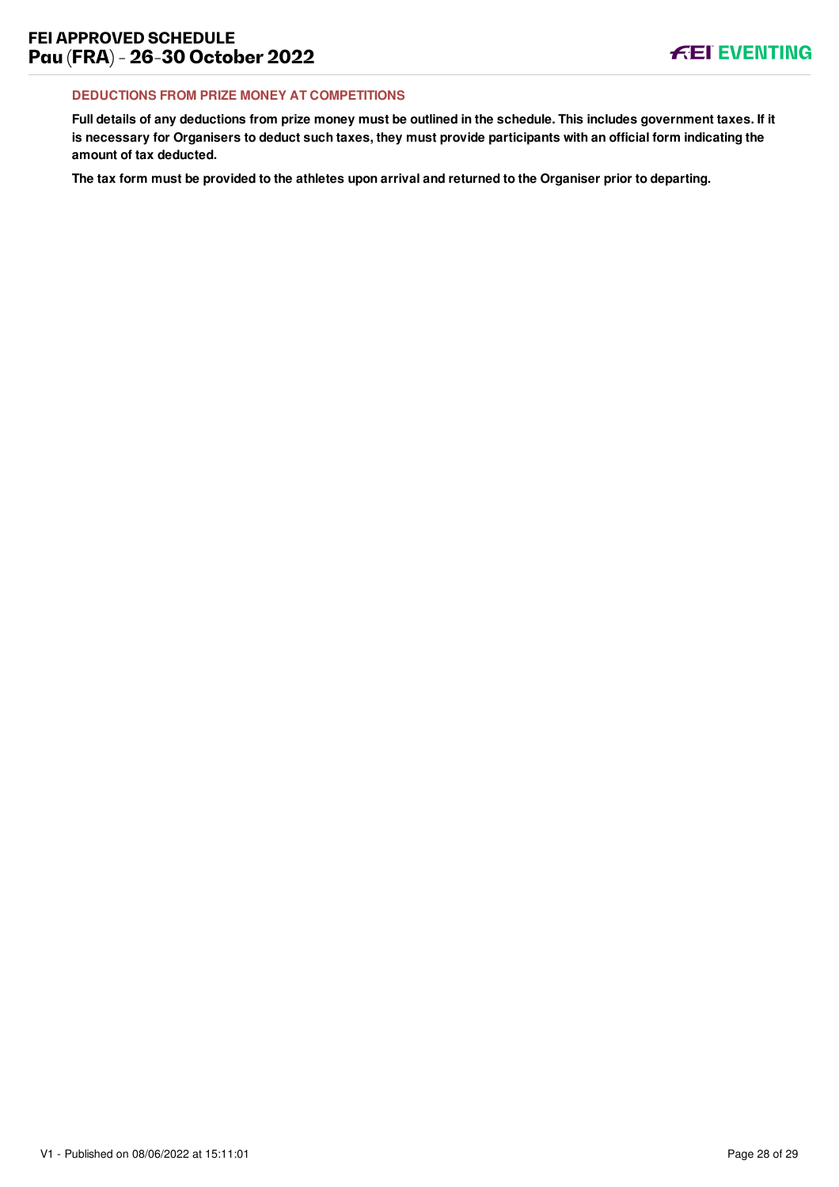### DEDUCTIONS FROM PRIZE MONEY AT COMPETITIONS

**Full details of any deductions from prize money must be outlined in the schedule. This includes government taxes. If it is necessary for Organisers to deduct such taxes, they must provide participants with an official form indicating the amount of tax deducted.**

**The tax form must be provided to the athletes upon arrival and returned to the Organiser prior to departing.**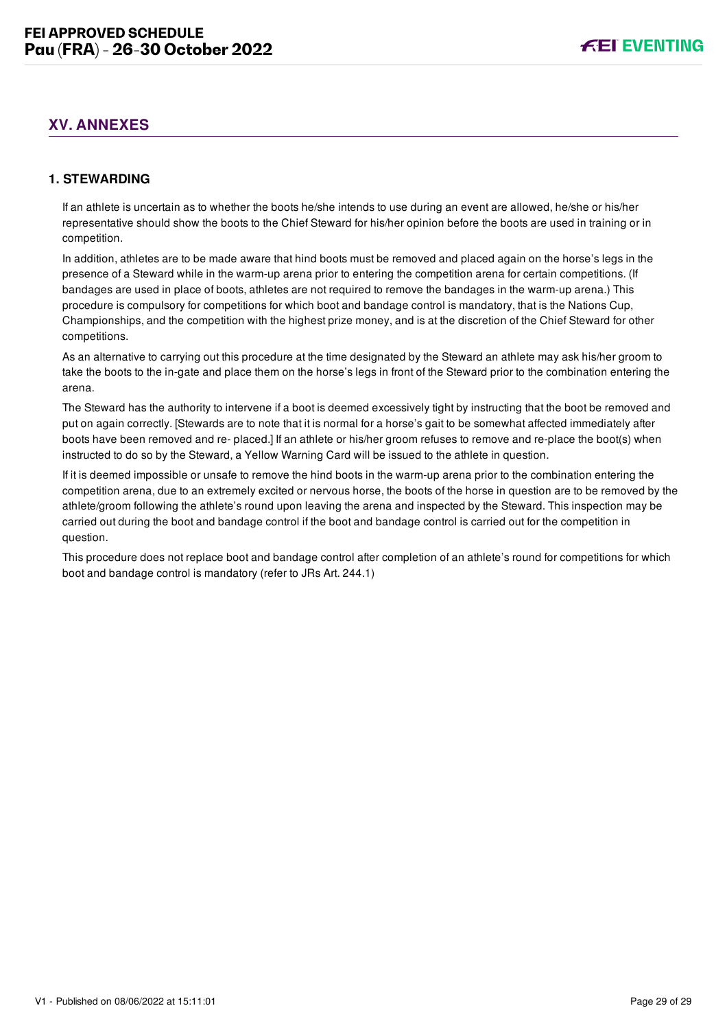## XV. ANNEXES

### 1. STEWARDING

If an athlete is uncertain as to whether the boots he/she intends to use during an event are allowed, he/she or his/her representative should show the boots to the Chief Steward for his/her opinion before the boots are used in training or in competition.

In addition, athletes are to be made aware that hind boots must be removed and placed again on the horse's legs in the presence of a Steward while in the warm-up arena prior to entering the competition arena for certain competitions. (If bandages are used in place of boots, athletes are not required to remove the bandages in the warm-up arena.) This procedure is compulsory for competitions for which boot and bandage control is mandatory, that is the Nations Cup, Championships, and the competition with the highest prize money, and is at the discretion of the Chief Steward for other competitions.

As an alternative to carrying out this procedure at the time designated by the Steward an athlete may ask his/her groom to take the boots to the in-gate and place them on the horse's legs in front of the Steward prior to the combination entering the arena.

The Steward has the authority to intervene if a boot is deemed excessively tight by instructing that the boot be removed and put on again correctly. [Stewards are to note that it is normal for a horse's gait to be somewhat affected immediately after boots have been removed and re- placed.] If an athlete or his/her groom refuses to remove and re-place the boot(s) when instructed to do so by the Steward, a Yellow Warning Card will be issued to the athlete in question.

If it is deemed impossible or unsafe to remove the hind boots in the warm-up arena prior to the combination entering the competition arena, due to an extremely excited or nervous horse, the boots of the horse in question are to be removed by the athlete/groom following the athlete's round upon leaving the arena and inspected by the Steward. This inspection may be carried out during the boot and bandage control if the boot and bandage control is carried out for the competition in question.

This procedure does not replace boot and bandage control after completion of an athlete's round for competitions for which boot and bandage control is mandatory (refer to JRs Art. 244.1)